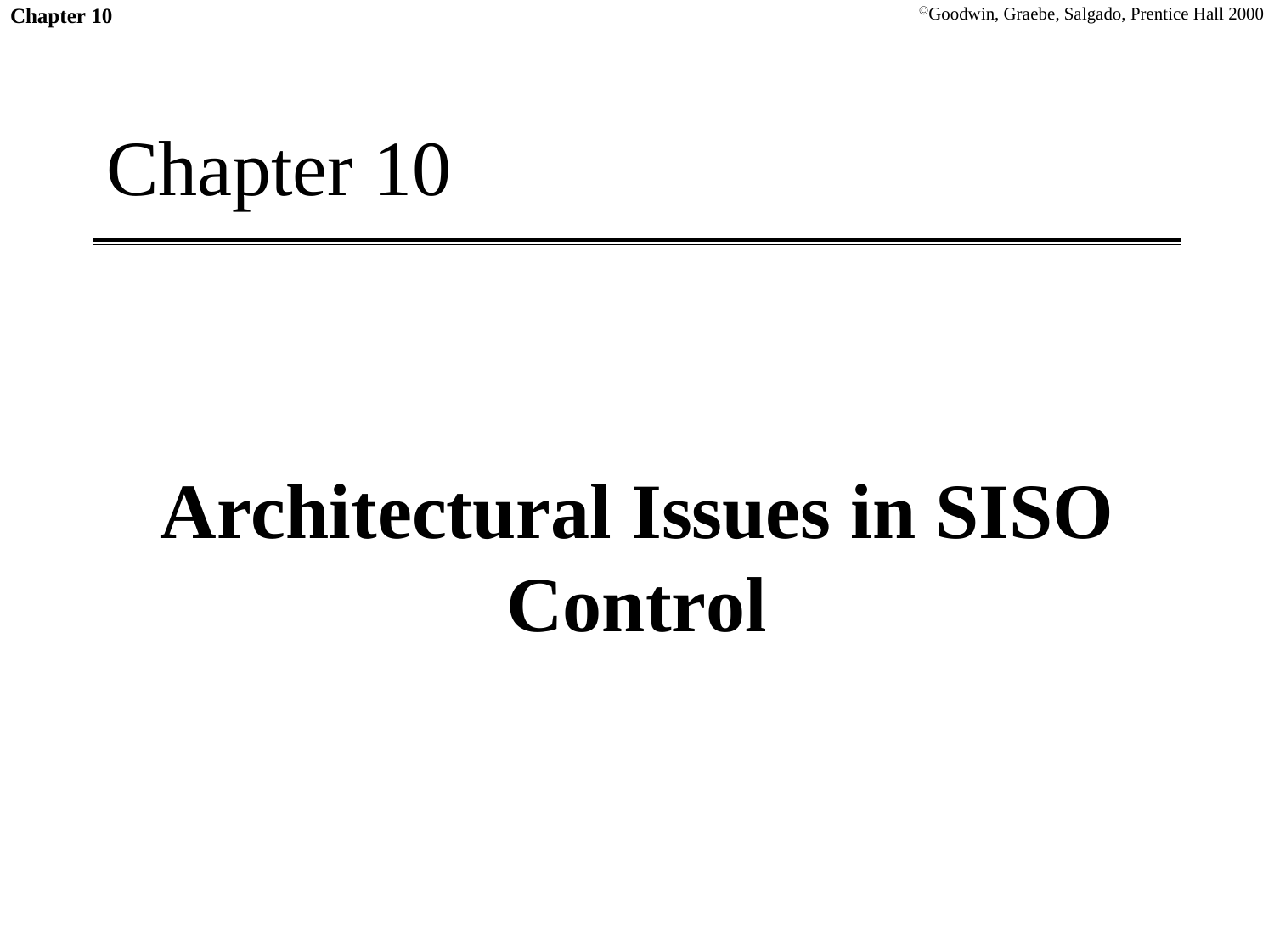# Chapter 10

## Architectural Issues in SISO Control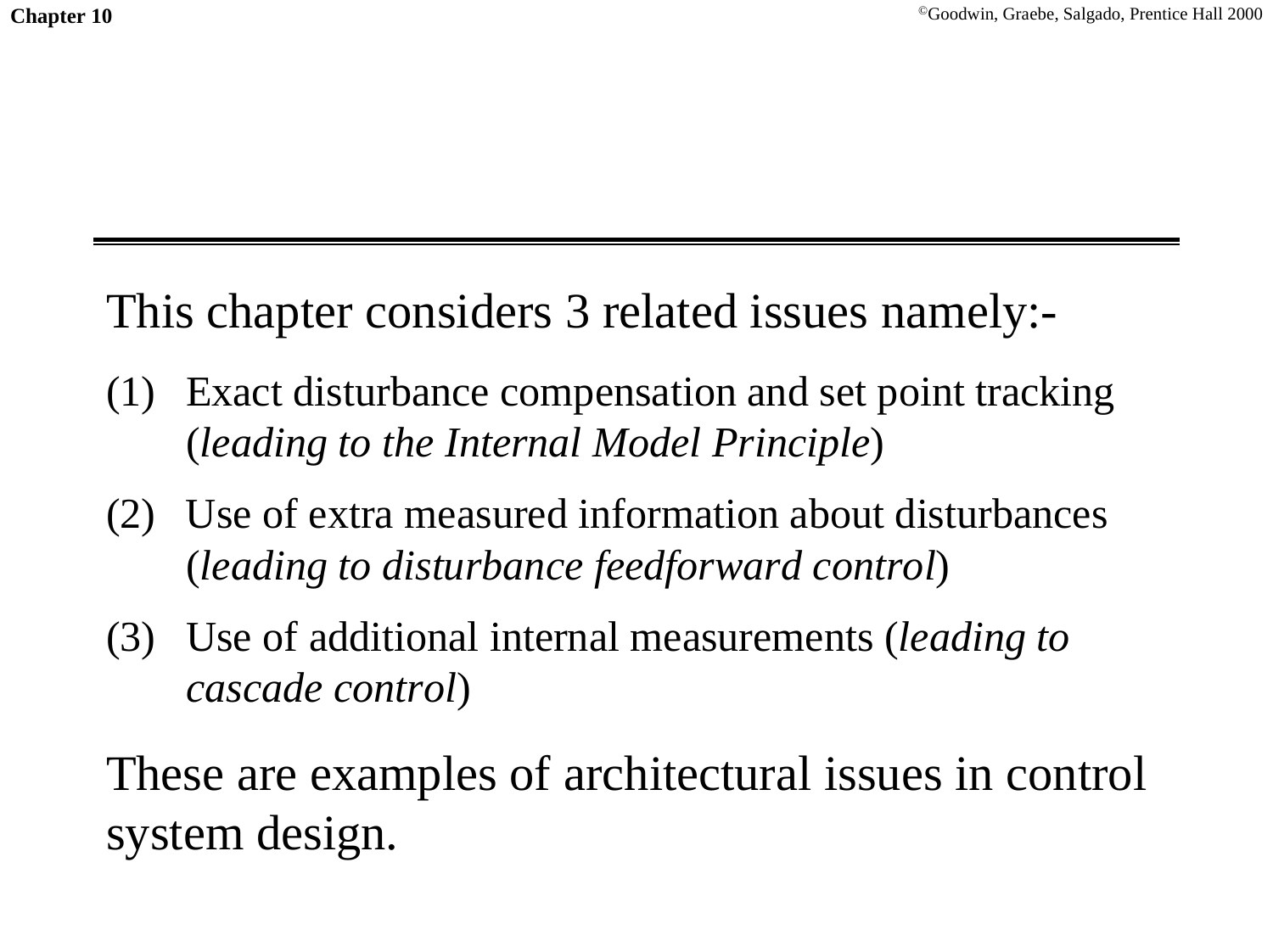This chapter considers 3 related issues namely:-

(1) Exact disturbance compensation and set point tracking (*leading to the Internal Model Principle*)

(2) Use of extra measured information about disturbances (*leading to disturbance feedforward control*)

(3) Use of additional internal measurements (*leading to cascade control*)

These are examples of architectural issues in control system design.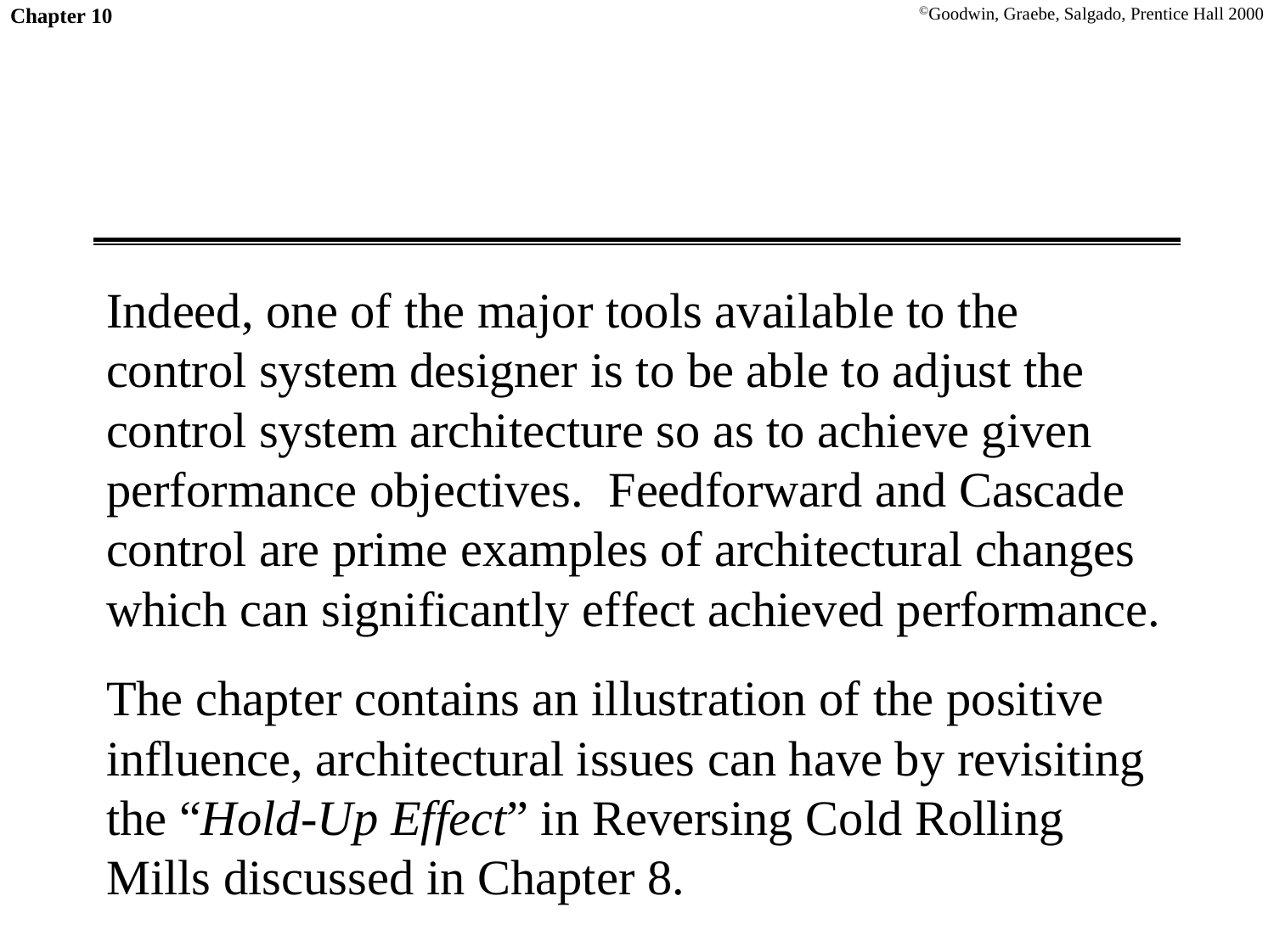Indeed, one of the major tools available to the control system designer is to be able to adjust the control system architecture so as to achieve given performance objectives. Feedforward and Cascade control are prime examples of architectural changes which can significantly effect achieved performance.

The chapter contains an illustration of the positive influence, architectural issues can have by revisiting the "*Hold-Up Effect*" in Reversing Cold Rolling Mills discussed in Chapter 8.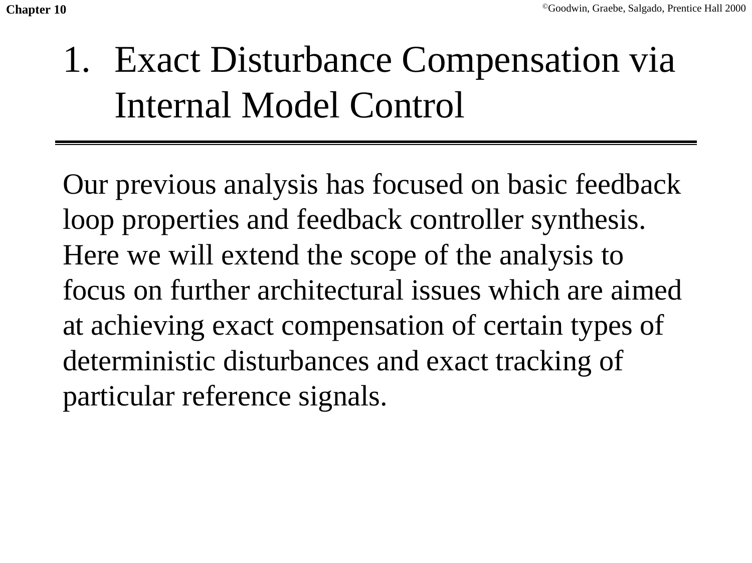# 1. Exact Disturbance Compensation via Internal Model Control

Our previous analysis has focused on basic feedback loop properties and feedback controller synthesis. Here we will extend the scope of the analysis to focus on further architectural issues which are aimed at achieving exact compensation of certain types of deterministic disturbances and exact tracking of particular reference signals.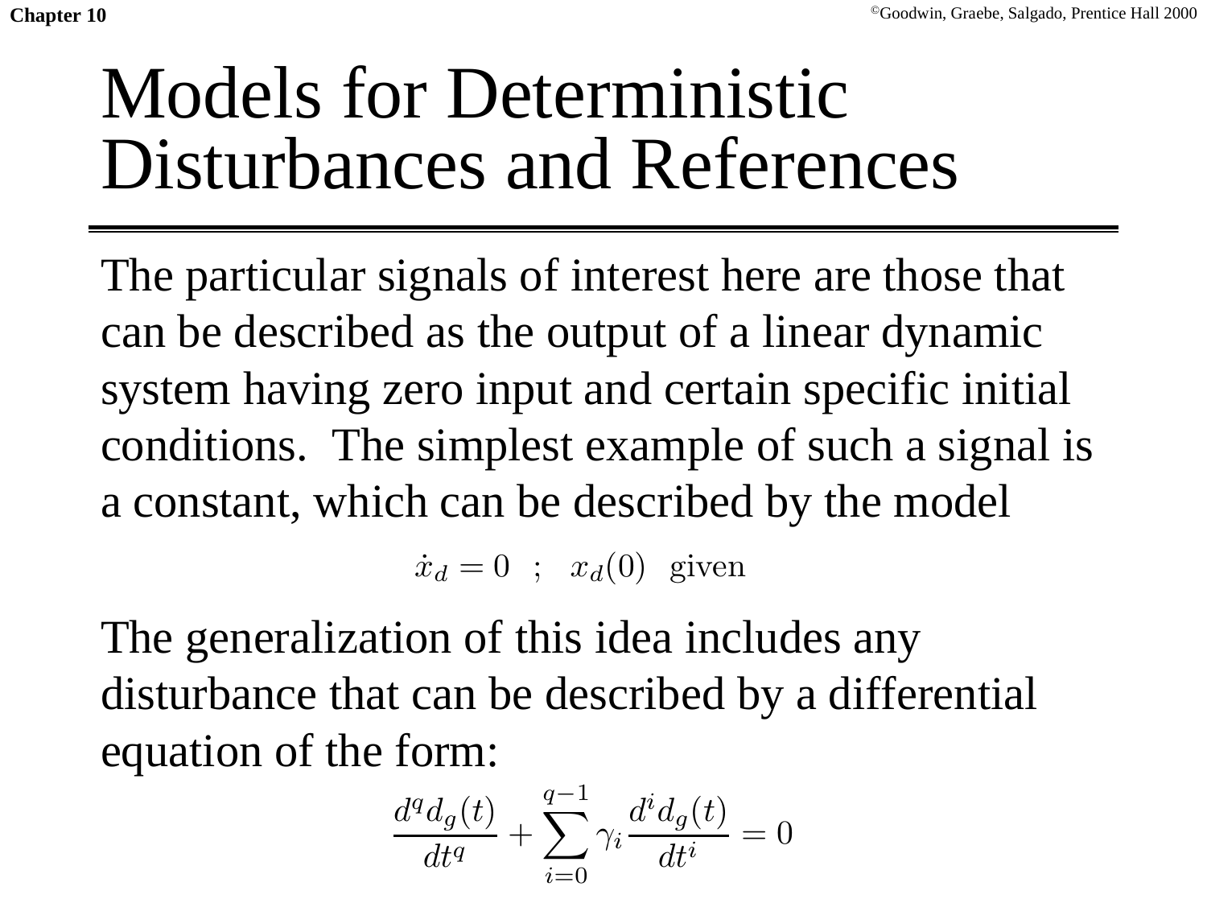# Models for Deterministic Disturbances and References

The particular signals of interest here are those that can be described as the output of a linear dynamic system having zero input and certain specific initial conditions. The simplest example of such a signal is a constant, which can be described by the model

$$\dot{x}_d = 0 \quad ; \quad x_d(0) \;\; \text{given}$$

The generalization of this idea includes any disturbance that can be described by a differential equation of the form:

$$\frac{d^q d_g(t)}{dt^q} + \sum_{i=0}^{q-1} \gamma_i \frac{d^i d_g(t)}{dt^i} = 0$$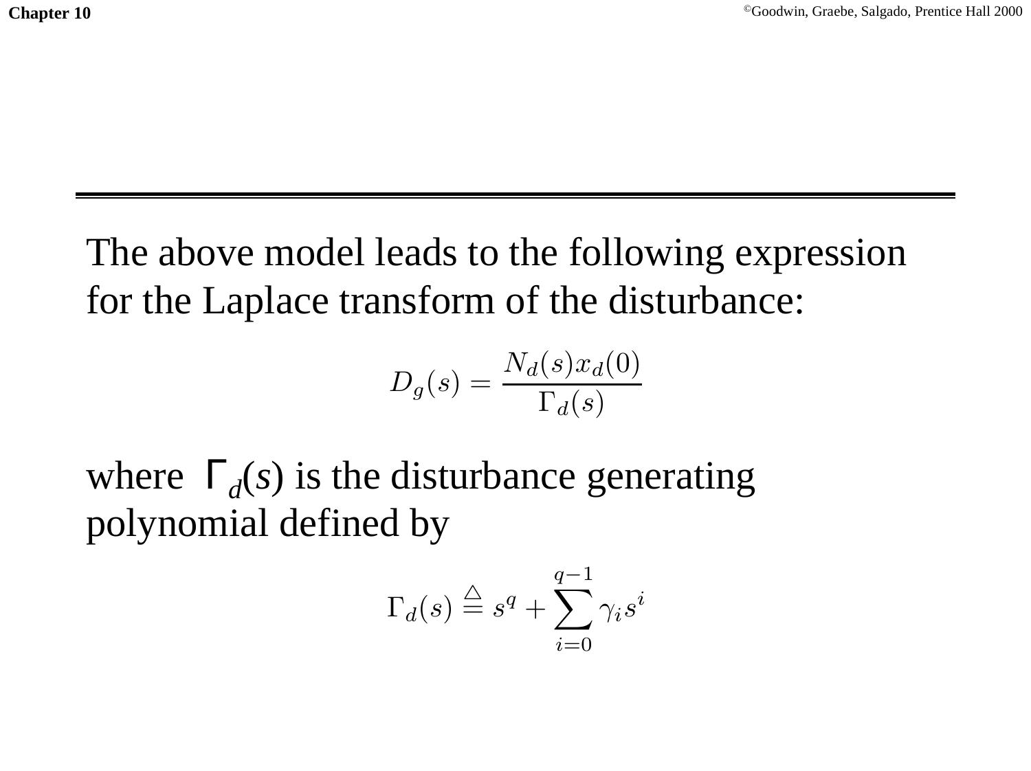The above model leads to the following expression for the Laplace transform of the disturbance:

$$D_g(s) = \frac{N_d(s)x_d(0)}{\Gamma_d(s)}$$

where $\Gamma_d(s)$ is the disturbance generating polynomial defined by

$$\Gamma_d(s) \stackrel{\triangle}{=} s^q + \sum_{i=0}^{q-1} \gamma_i s^i$$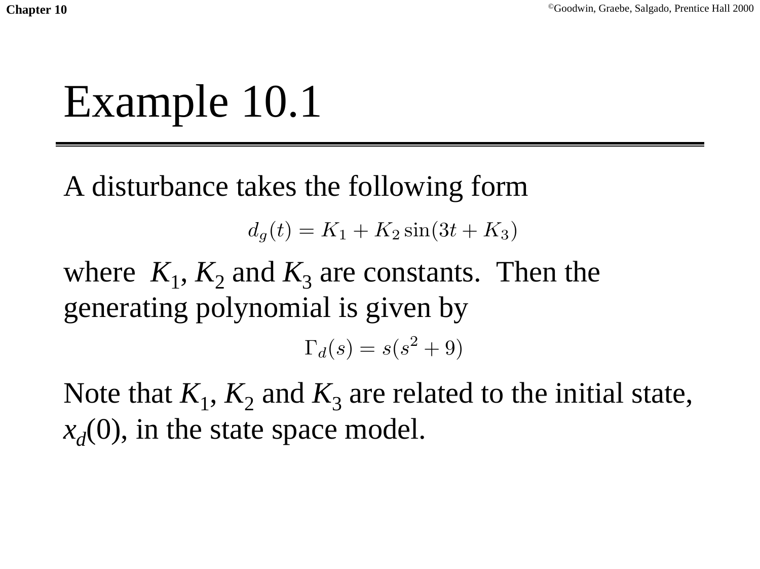# Example 10.1

A disturbance takes the following form

$$d_g(t) = K_1 + K_2 \sin(3t + K_3)$$

where $K_1$, $K_2$ and $K_3$ are constants. Then the generating polynomial is given by

$$\Gamma_d(s) = s(s^2 + 9)$$

Note that $K_1$, $K_2$ and $K_3$ are related to the initial state, $x_d(0)$, in the state space model.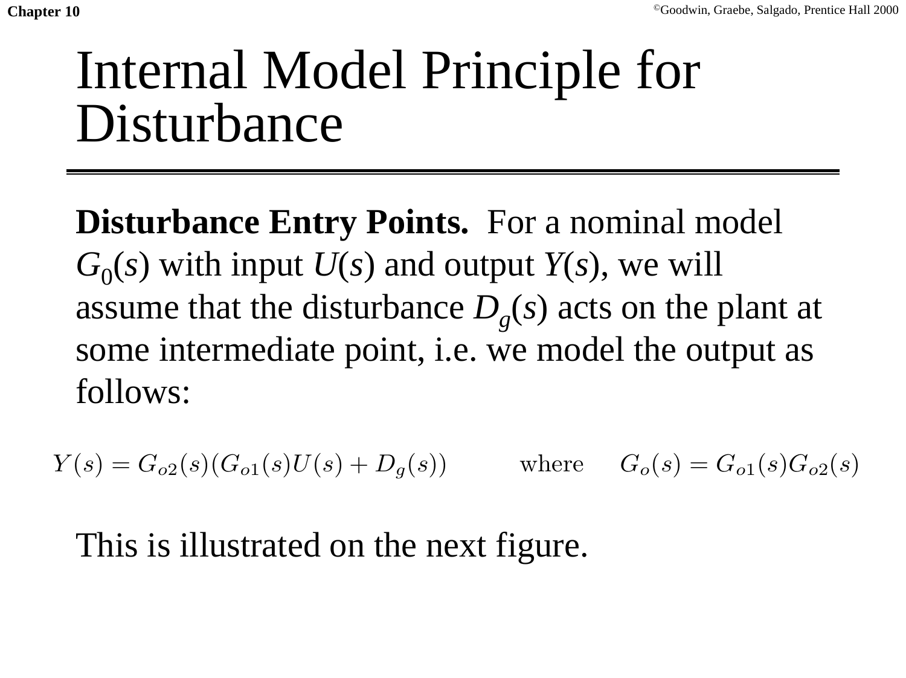# Internal Model Principle for Disturbance

**Disturbance Entry Points.** For a nominal model $G_0(s)$ with input $U(s)$ and output $Y(s)$, we will assume that the disturbance $D_g(s)$ acts on the plant at some intermediate point, i.e. we model the output as follows:

$$Y(s) = G_{o2}(s)(G_{o1}(s)U(s) + D_g(s)) \qquad \text{where} \qquad G_o(s) = G_{o1}(s)G_{o2}(s)$$

This is illustrated on the next figure.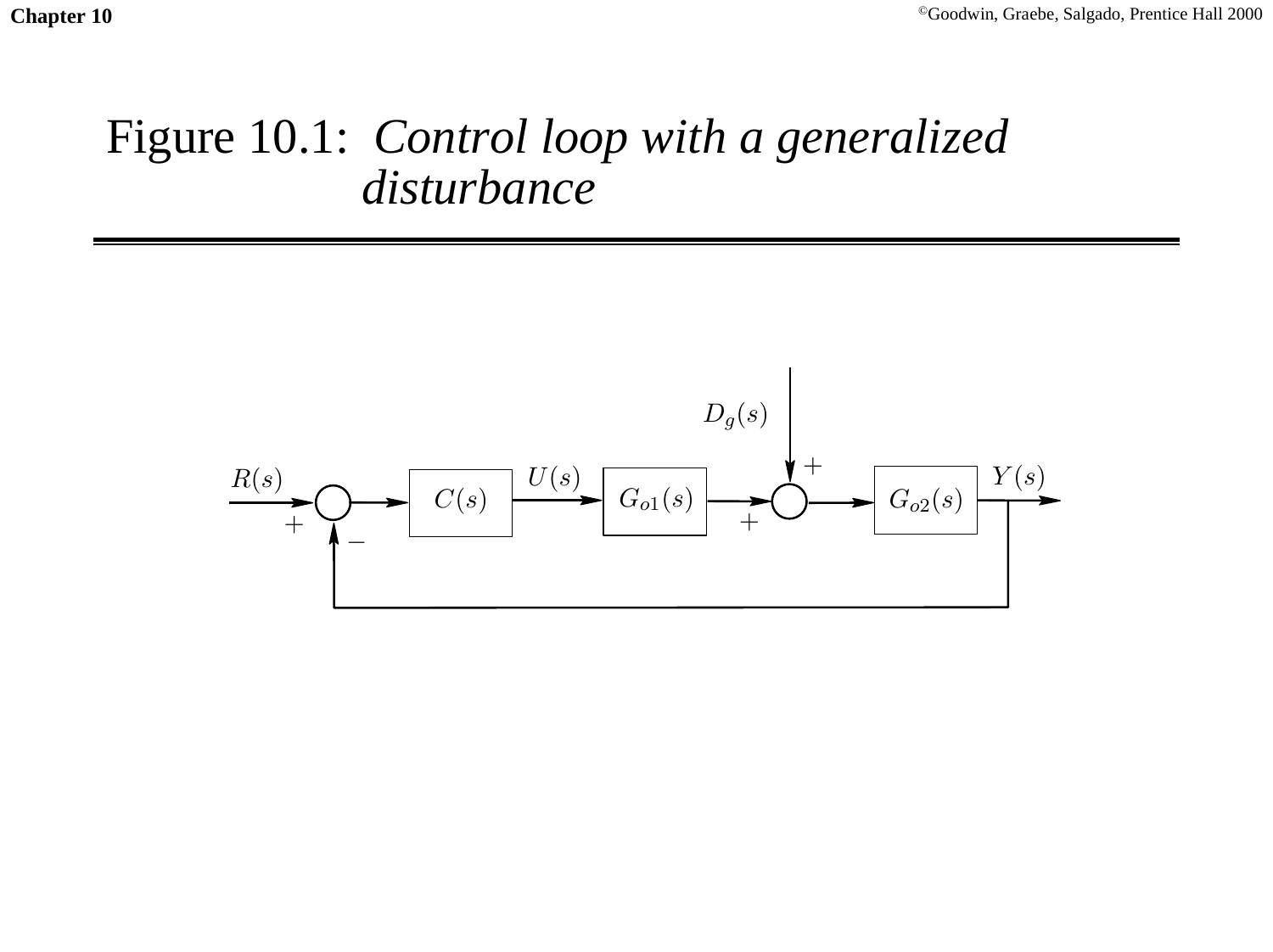# Figure 10.1: *Control loop with a generalized disturbance*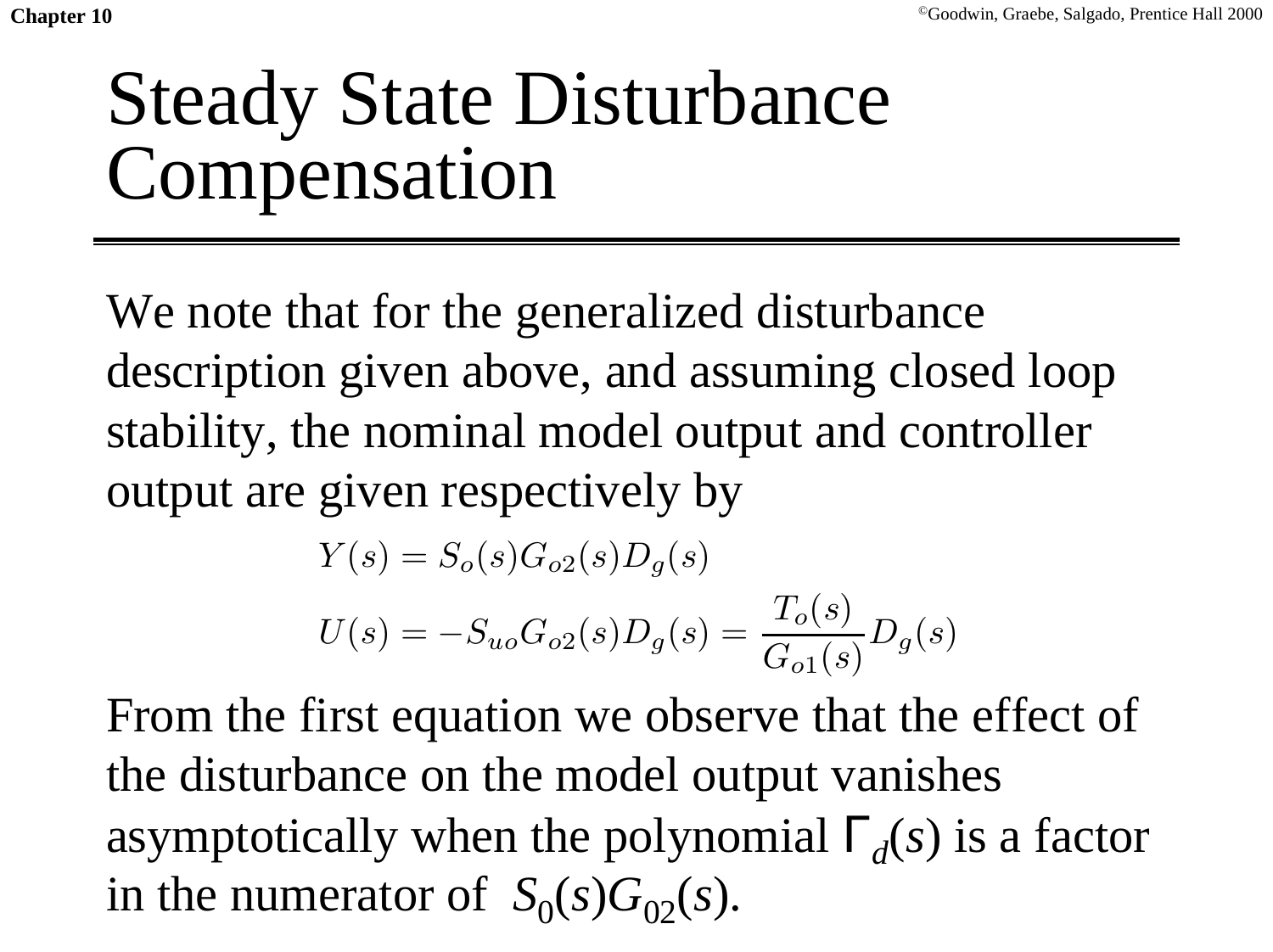# Steady State Disturbance Compensation

We note that for the generalized disturbance description given above, and assuming closed loop stability, the nominal model output and controller output are given respectively by

$$Y(s) = S_o(s)G_{o2}(s)D_g(s)$$

$$U(s) = -S_{uo}G_{o2}(s)D_g(s) = \frac{T_o(s)}{G_{o1}(s)}D_g(s)$$

From the first equation we observe that the effect of the disturbance on the model output vanishes asymptotically when the polynomial $\Gamma_d(s)$ is a factor in the numerator of $S_0(s)G_{02}(s)$.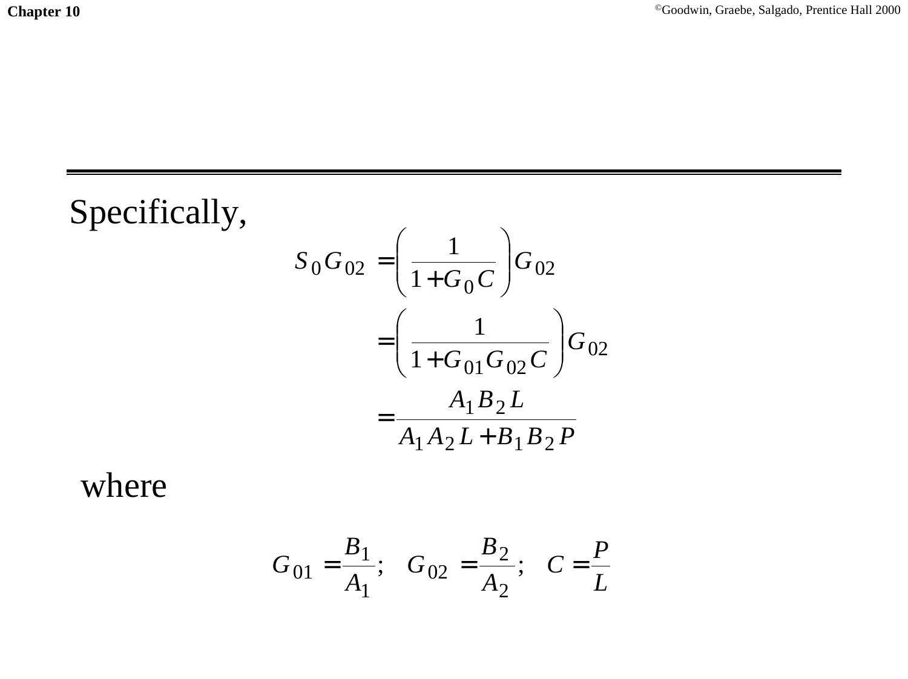Specifically,

$$
\begin{aligned}
S_0 G_{02} &= \left( \frac{1}{1 + G_0 C} \right) G_{02} \\
&= \left( \frac{1}{1 + G_{01} G_{02} C} \right) G_{02} \\
&= \frac{A_1 B_2 L}{A_1 A_2 L + B_1 B_2 P}
\end{aligned}
$$

where

$$
G_{01} = \frac{B_1}{A_1}; \quad G_{02} = \frac{B_2}{A_2}; \quad C = \frac{P}{L}
$$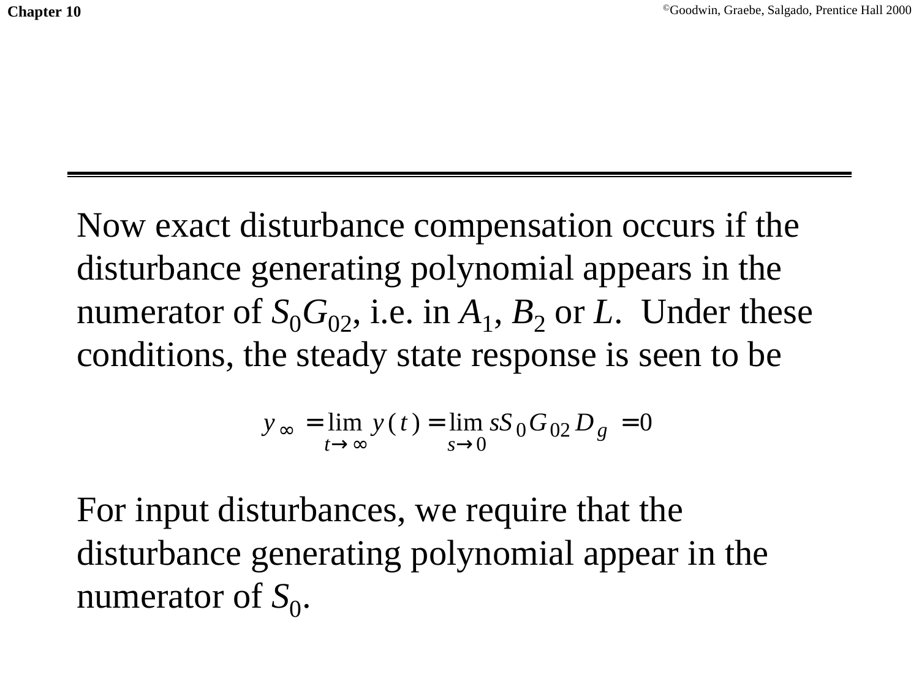Now exact disturbance compensation occurs if the disturbance generating polynomial appears in the numerator of $S_0G_{02}$, i.e. in $A_1$, $B_2$ or $L$. Under these conditions, the steady state response is seen to be

$$y_\infty = \lim_{t \to \infty} y(t) = \lim_{s \to 0} sS_0 G_{02} D_g = 0$$

For input disturbances, we require that the disturbance generating polynomial appear in the numerator of $S_0$.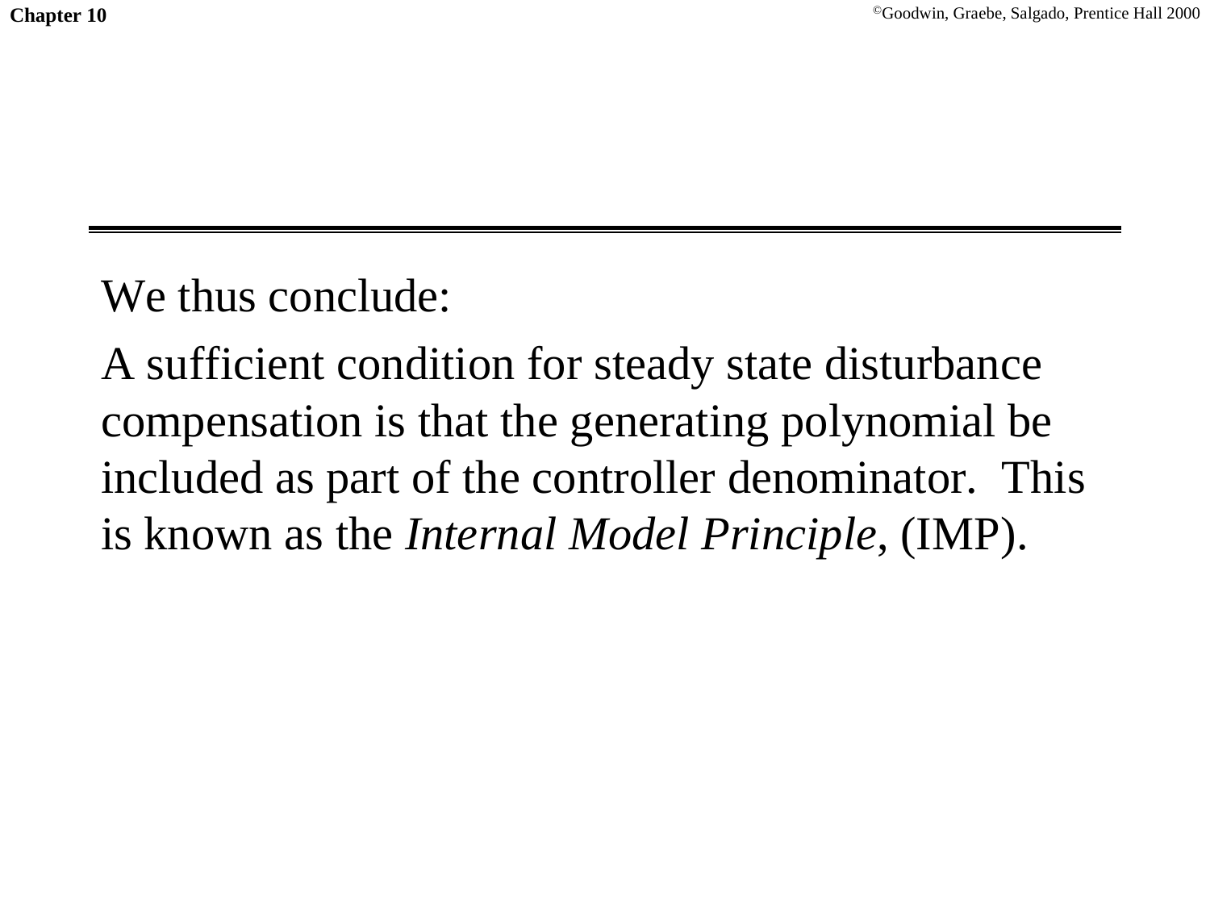We thus conclude:

A sufficient condition for steady state disturbance compensation is that the generating polynomial be included as part of the controller denominator. This is known as the *Internal Model Principle*, (IMP).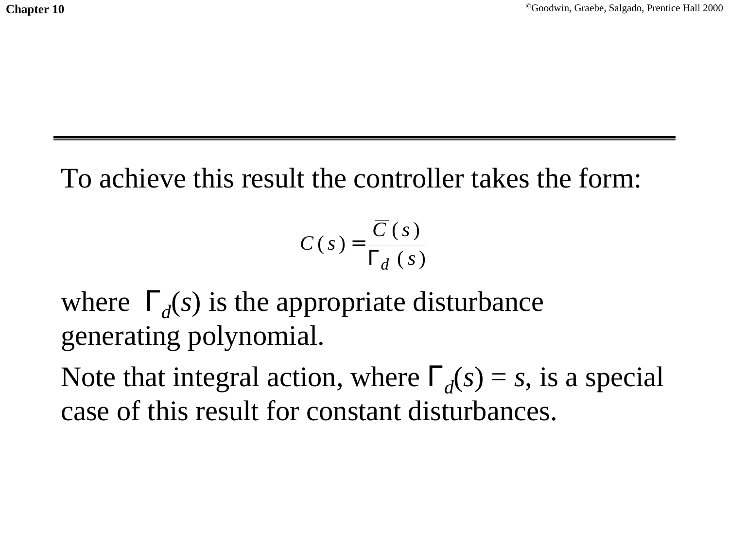To achieve this result the controller takes the form:

$$C(s) = \frac{\overline{C}(s)}{\Gamma_d(s)}$$

where $\Gamma_d(s)$ is the appropriate disturbance generating polynomial.

Note that integral action, where $\Gamma_d(s) = s$, is a special case of this result for constant disturbances.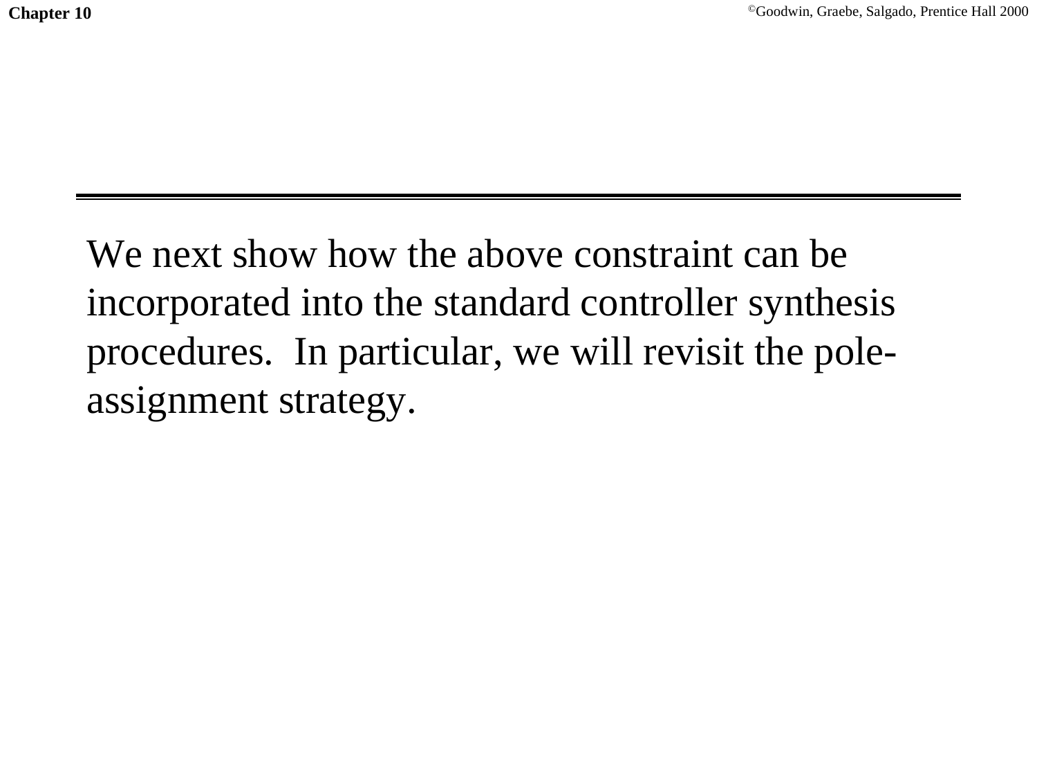We next show how the above constraint can be incorporated into the standard controller synthesis procedures. In particular, we will revisit the pole-assignment strategy.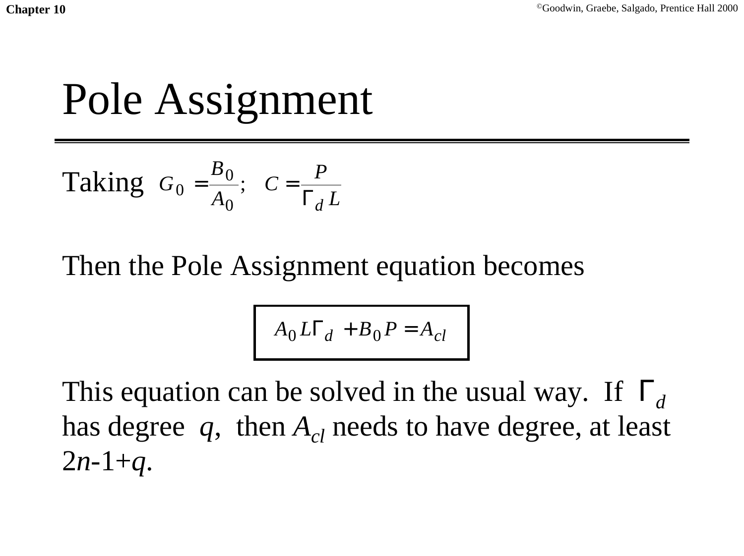# Pole Assignment

Taking $G_0 = \frac{B_0}{A_0}; \quad C = \frac{P}{\Gamma_d L}$

Then the Pole Assignment equation becomes

$$A_0 L \Gamma_d + B_0 P = A_{cl}$$

This equation can be solved in the usual way. If $\Gamma_d$ has degree $q$, then $A_{cl}$ needs to have degree, at least $2n$-1+$q$.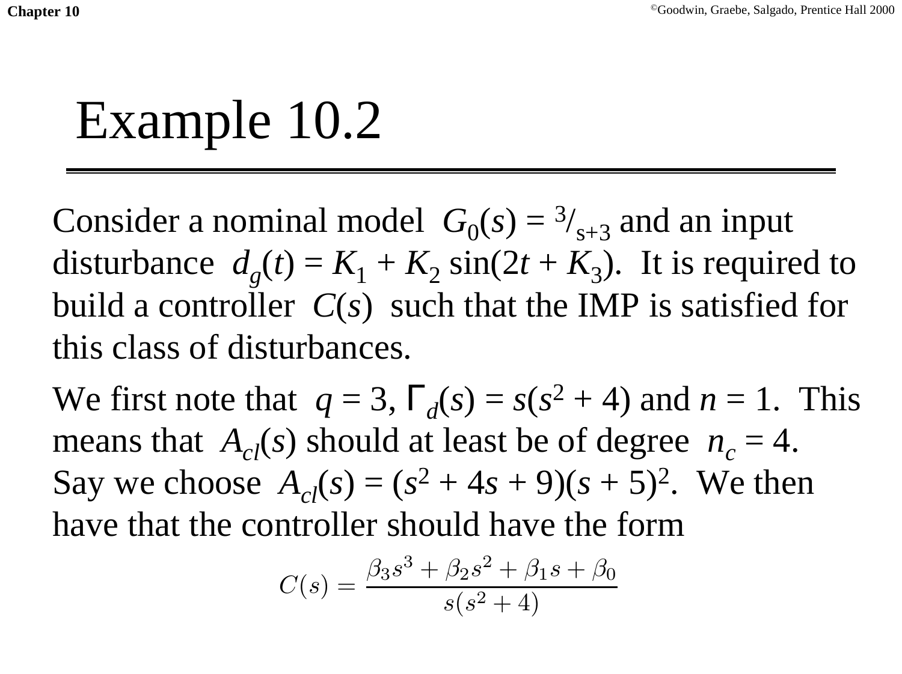# Example 10.2

Consider a nominal model $G_0(s) = {}^3/_{s+3}$ and an input disturbance $d_g(t) = K_1 + K_2 \sin(2t + K_3)$. It is required to build a controller $C(s)$ such that the IMP is satisfied for this class of disturbances.

We first note that $q = 3$, $\Gamma_d(s) = s(s^2 + 4)$ and $n = 1$. This means that $A_{cl}(s)$ should at least be of degree $n_c = 4$. Say we choose $A_{cl}(s) = (s^2 + 4s + 9)(s + 5)^2$. We then have that the controller should have the form

$$C(s) = \frac{\beta_3 s^3 + \beta_2 s^2 + \beta_1 s + \beta_0}{s(s^2 + 4)}$$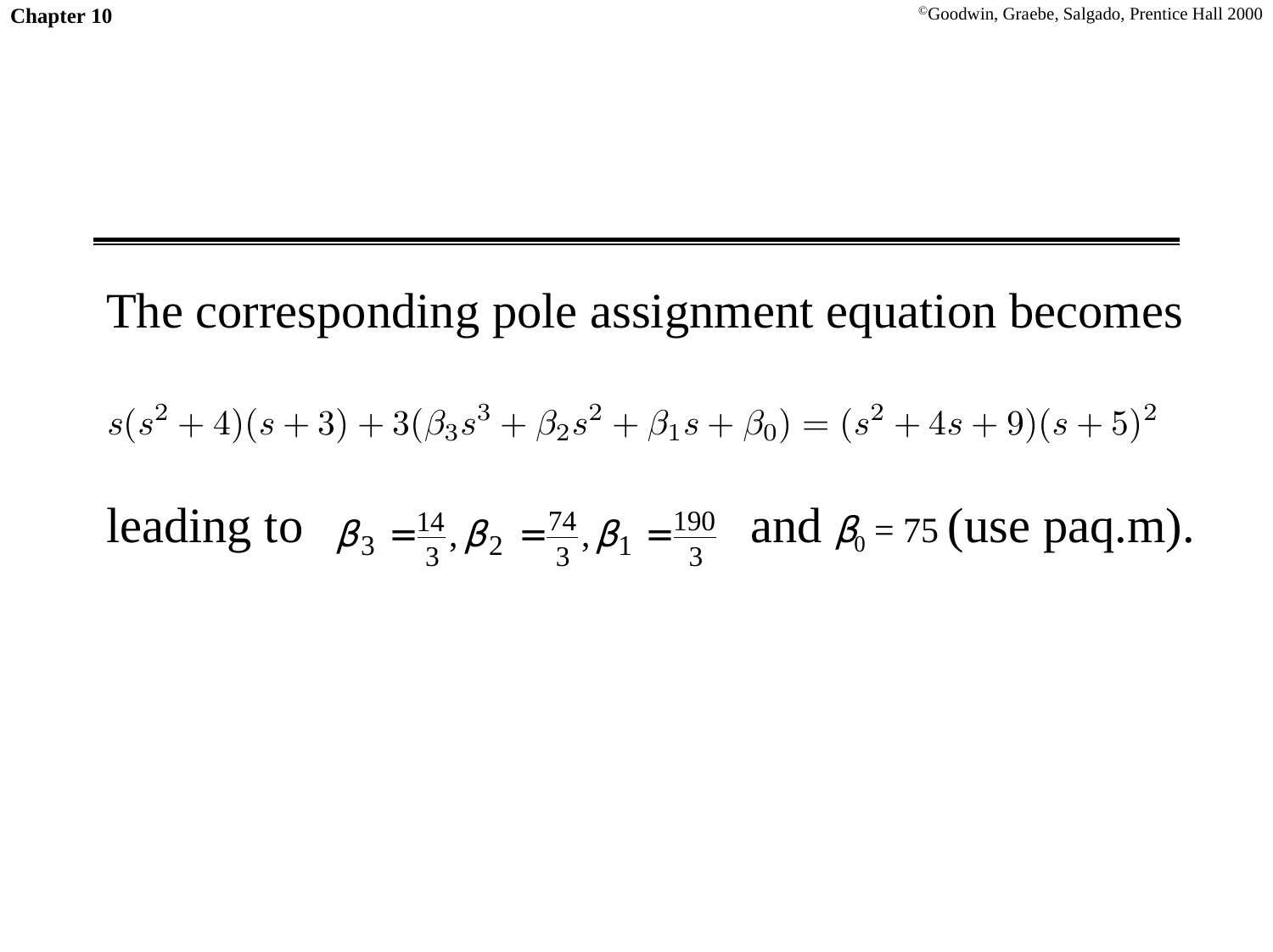The corresponding pole assignment equation becomes

$$s(s^2+4)(s+3)+3(\beta_3 s^3+\beta_2 s^2+\beta_1 s+\beta_0)=(s^2+4s+9)(s+5)^2$$

leading to $\beta_3 = \frac{14}{3}, \beta_2 = \frac{74}{3}, \beta_1 = \frac{190}{3}$ and $\beta_0 = 75$ (use paq.m).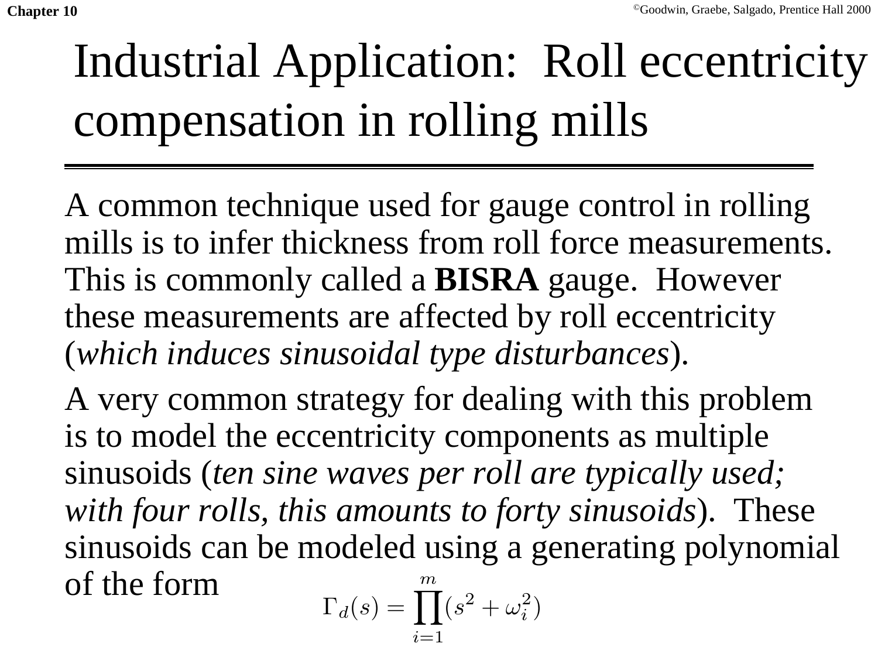# Industrial Application: Roll eccentricity compensation in rolling mills

A common technique used for gauge control in rolling mills is to infer thickness from roll force measurements. This is commonly called a **BISRA** gauge. However these measurements are affected by roll eccentricity (*which induces sinusoidal type disturbances*).

A very common strategy for dealing with this problem is to model the eccentricity components as multiple sinusoids (*ten sine waves per roll are typically used; with four rolls, this amounts to forty sinusoids*). These sinusoids can be modeled using a generating polynomial of the form

$$\Gamma_d(s) = \prod_{i=1}^{m}(s^2 + \omega_i^2)$$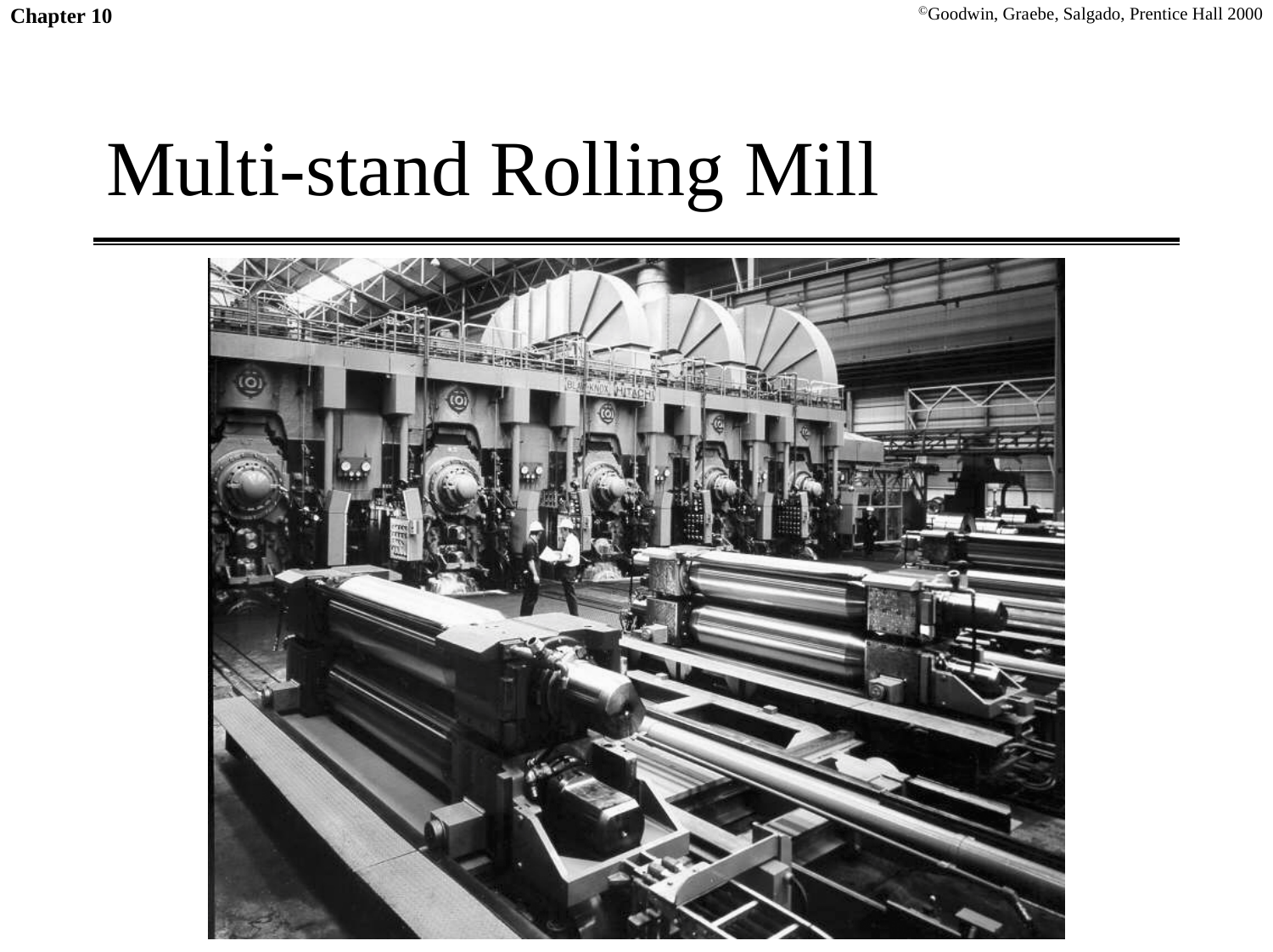# Multi-stand Rolling Mill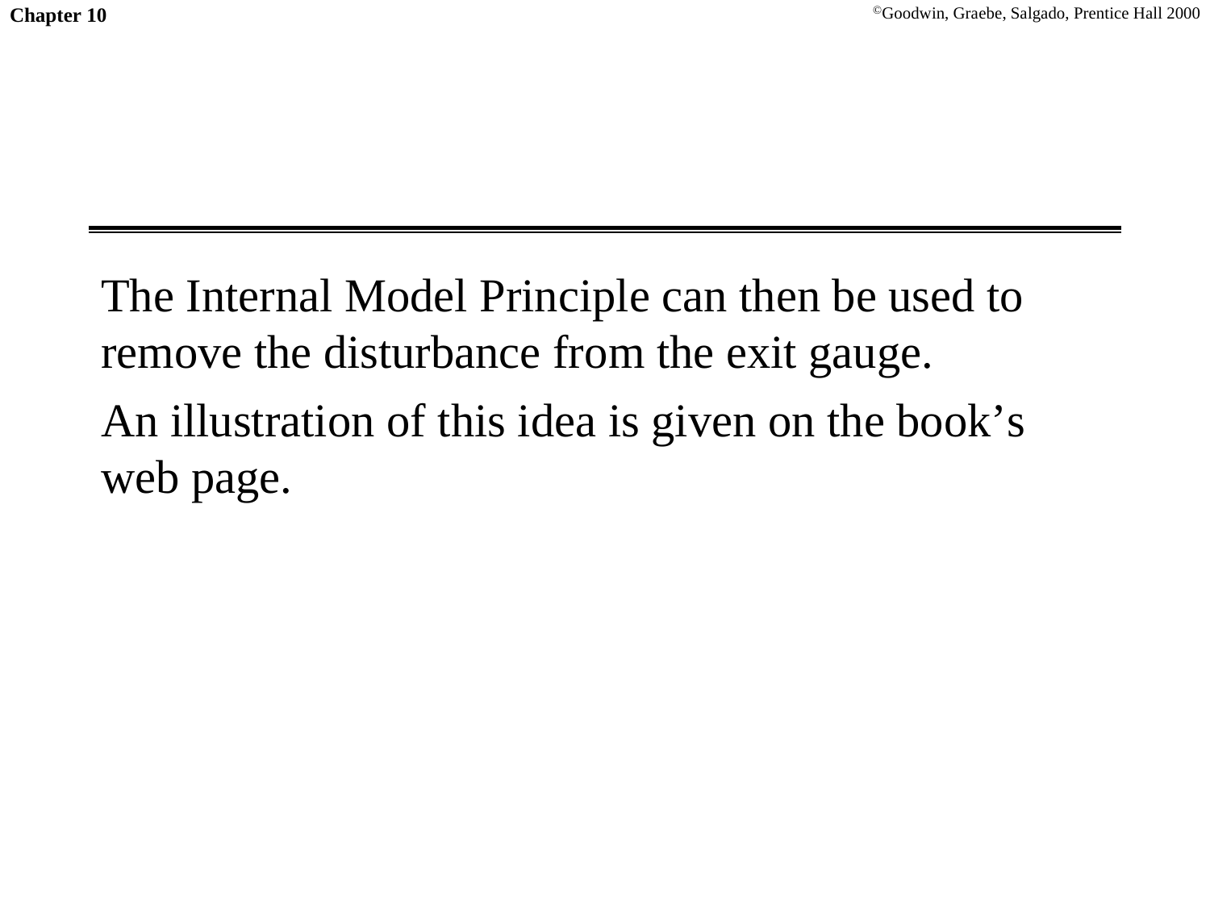The Internal Model Principle can then be used to remove the disturbance from the exit gauge.

An illustration of this idea is given on the book’s web page.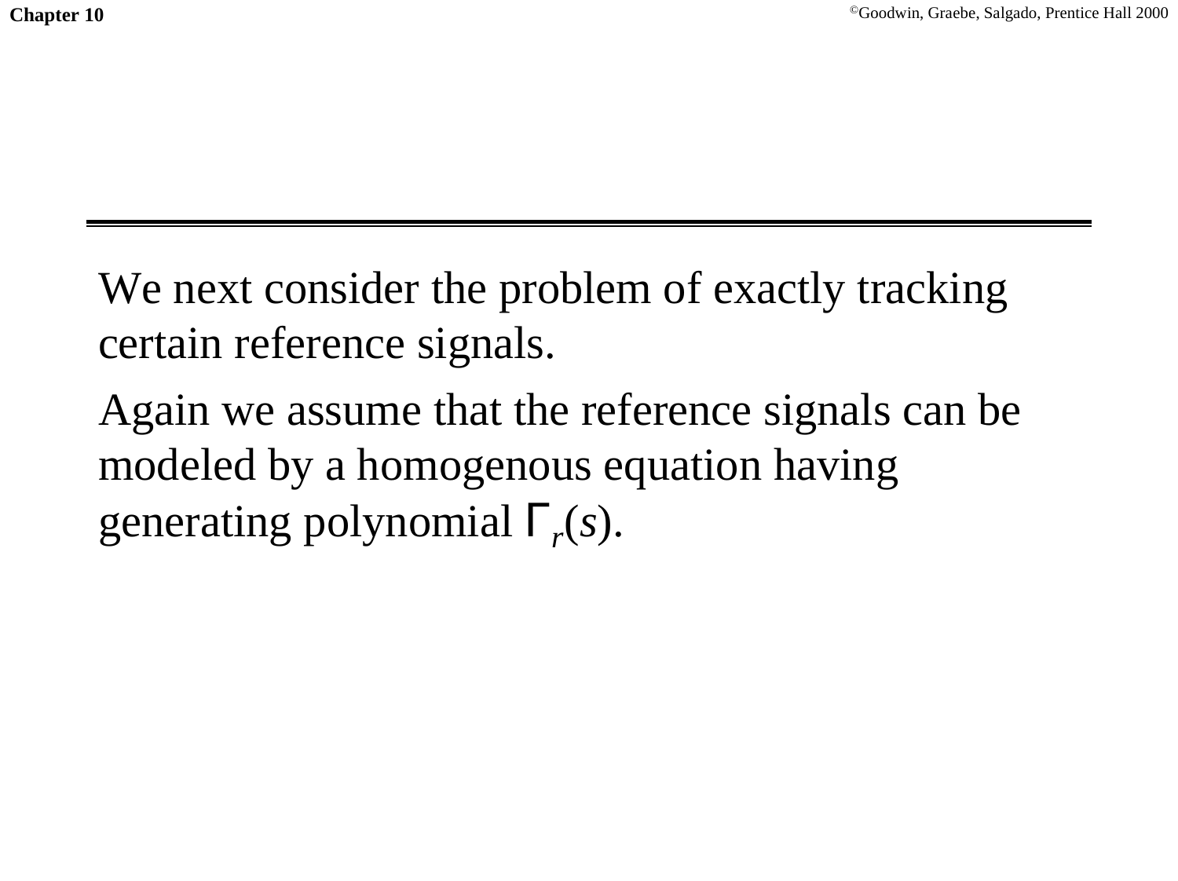We next consider the problem of exactly tracking certain reference signals.

Again we assume that the reference signals can be modeled by a homogenous equation having generating polynomial $\Gamma_r(s)$.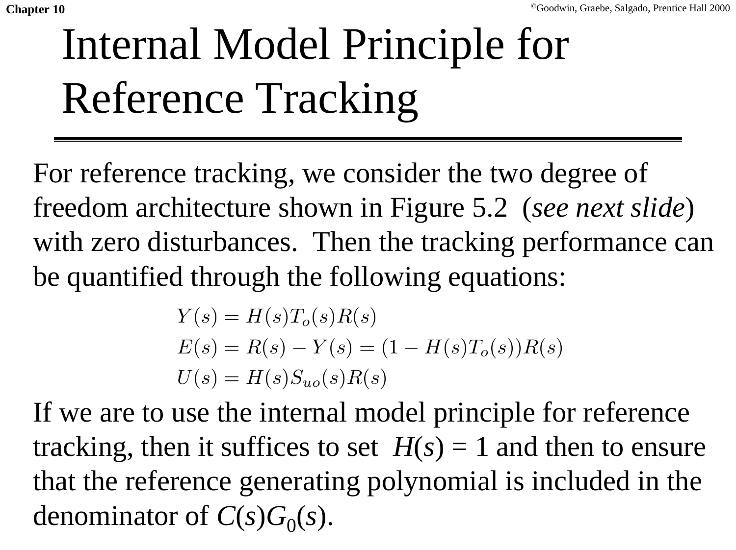# Internal Model Principle for Reference Tracking

For reference tracking, we consider the two degree of freedom architecture shown in Figure 5.2 (*see next slide*) with zero disturbances. Then the tracking performance can be quantified through the following equations:

$$
\begin{aligned}
Y(s) &= H(s)T_o(s)R(s) \\
E(s) &= R(s) - Y(s) = (1 - H(s)T_o(s))R(s) \\
U(s) &= H(s)S_{uo}(s)R(s)
\end{aligned}
$$

If we are to use the internal model principle for reference tracking, then it suffices to set $H(s) = 1$ and then to ensure that the reference generating polynomial is included in the denominator of $C(s)G_0(s)$.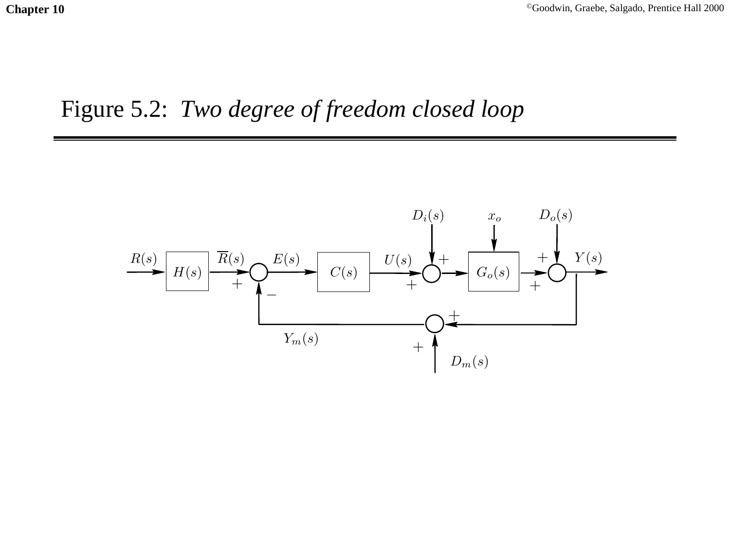# Figure 5.2: *Two degree of freedom closed loop*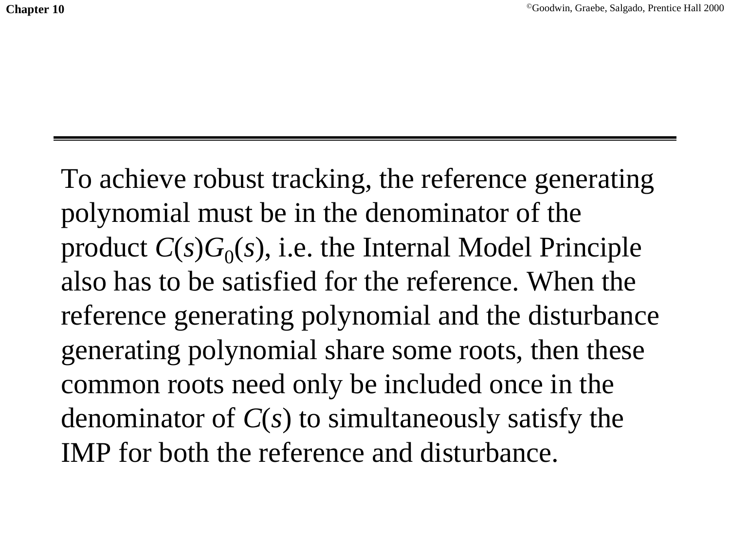To achieve robust tracking, the reference generating polynomial must be in the denominator of the product $C(s)G_0(s)$, i.e. the Internal Model Principle also has to be satisfied for the reference. When the reference generating polynomial and the disturbance generating polynomial share some roots, then these common roots need only be included once in the denominator of $C(s)$ to simultaneously satisfy the IMP for both the reference and disturbance.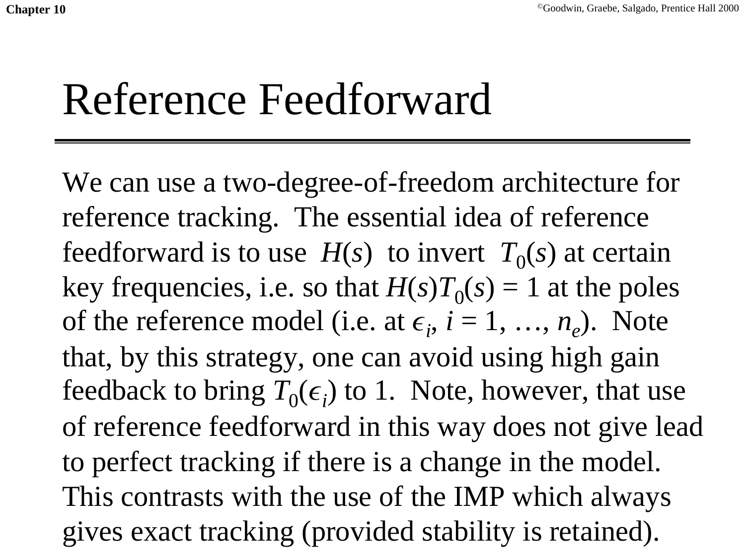# Reference Feedforward

We can use a two-degree-of-freedom architecture for reference tracking. The essential idea of reference feedforward is to use $H(s)$ to invert $T_0(s)$ at certain key frequencies, i.e. so that $H(s)T_0(s) = 1$ at the poles of the reference model (i.e. at $\epsilon_i$, $i = 1, \ldots, n_e$). Note that, by this strategy, one can avoid using high gain feedback to bring $T_0(\epsilon_i)$ to 1. Note, however, that use of reference feedforward in this way does not give lead to perfect tracking if there is a change in the model. This contrasts with the use of the IMP which always gives exact tracking (provided stability is retained).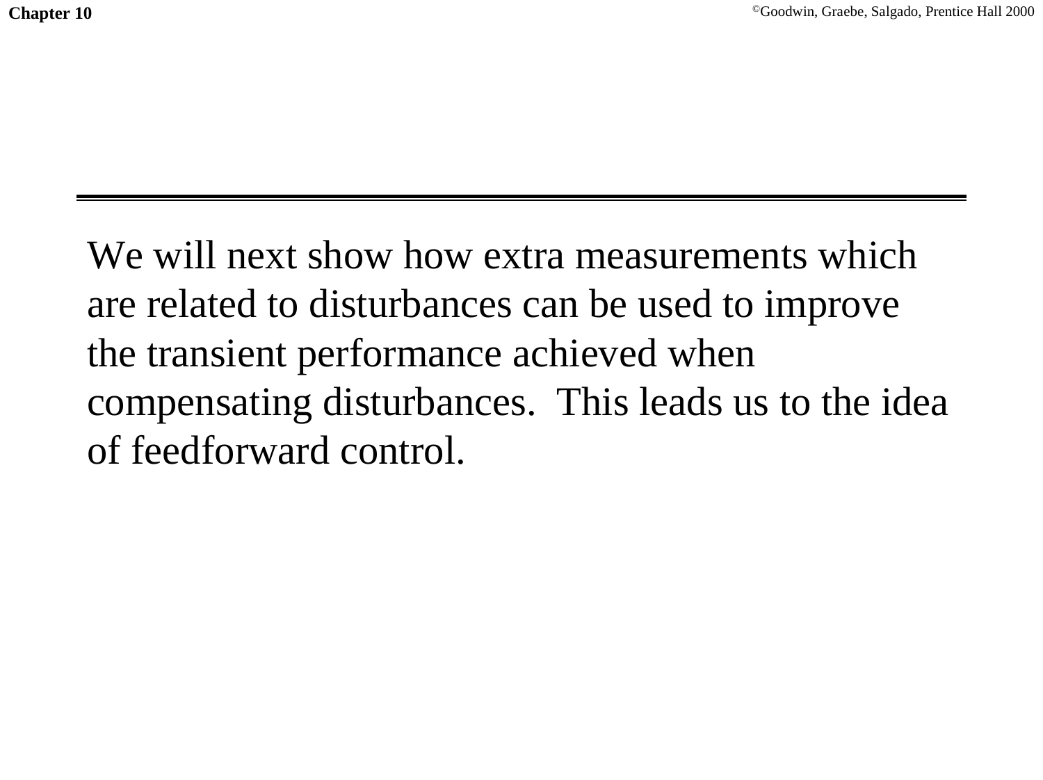We will next show how extra measurements which are related to disturbances can be used to improve the transient performance achieved when compensating disturbances. This leads us to the idea of feedforward control.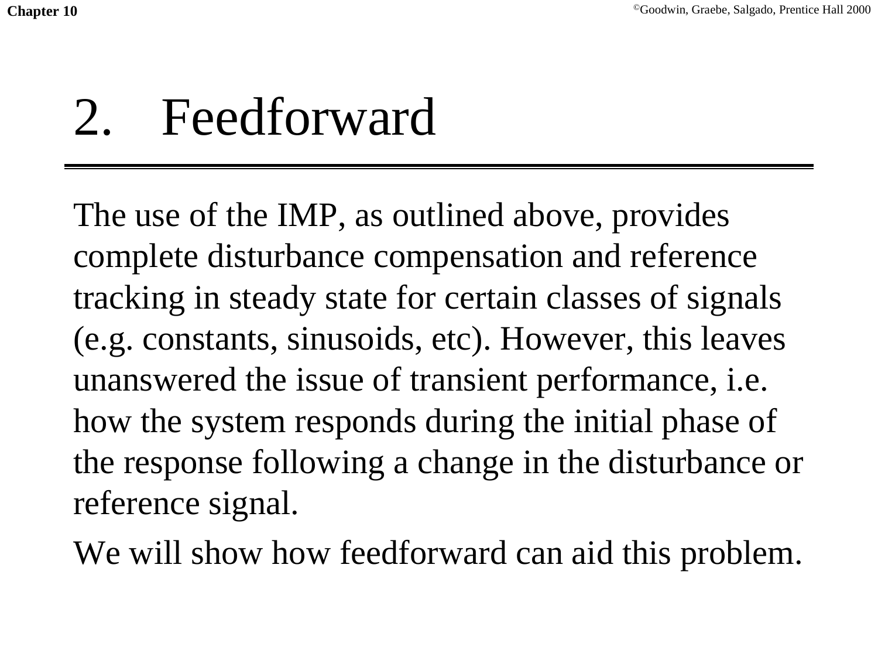# 2. Feedforward

The use of the IMP, as outlined above, provides complete disturbance compensation and reference tracking in steady state for certain classes of signals (e.g. constants, sinusoids, etc). However, this leaves unanswered the issue of transient performance, i.e. how the system responds during the initial phase of the response following a change in the disturbance or reference signal.

We will show how feedforward can aid this problem.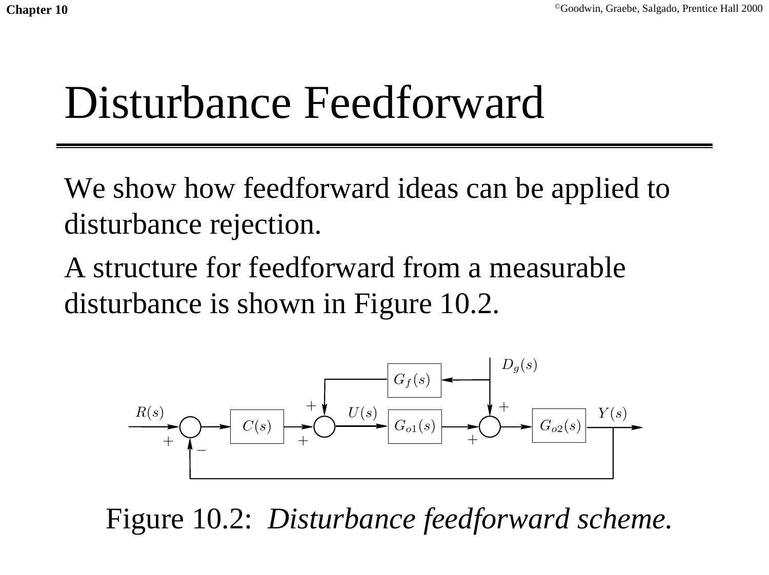# Disturbance Feedforward

We show how feedforward ideas can be applied to disturbance rejection.

A structure for feedforward from a measurable disturbance is shown in Figure 10.2.

Figure 10.2: *Disturbance feedforward scheme.*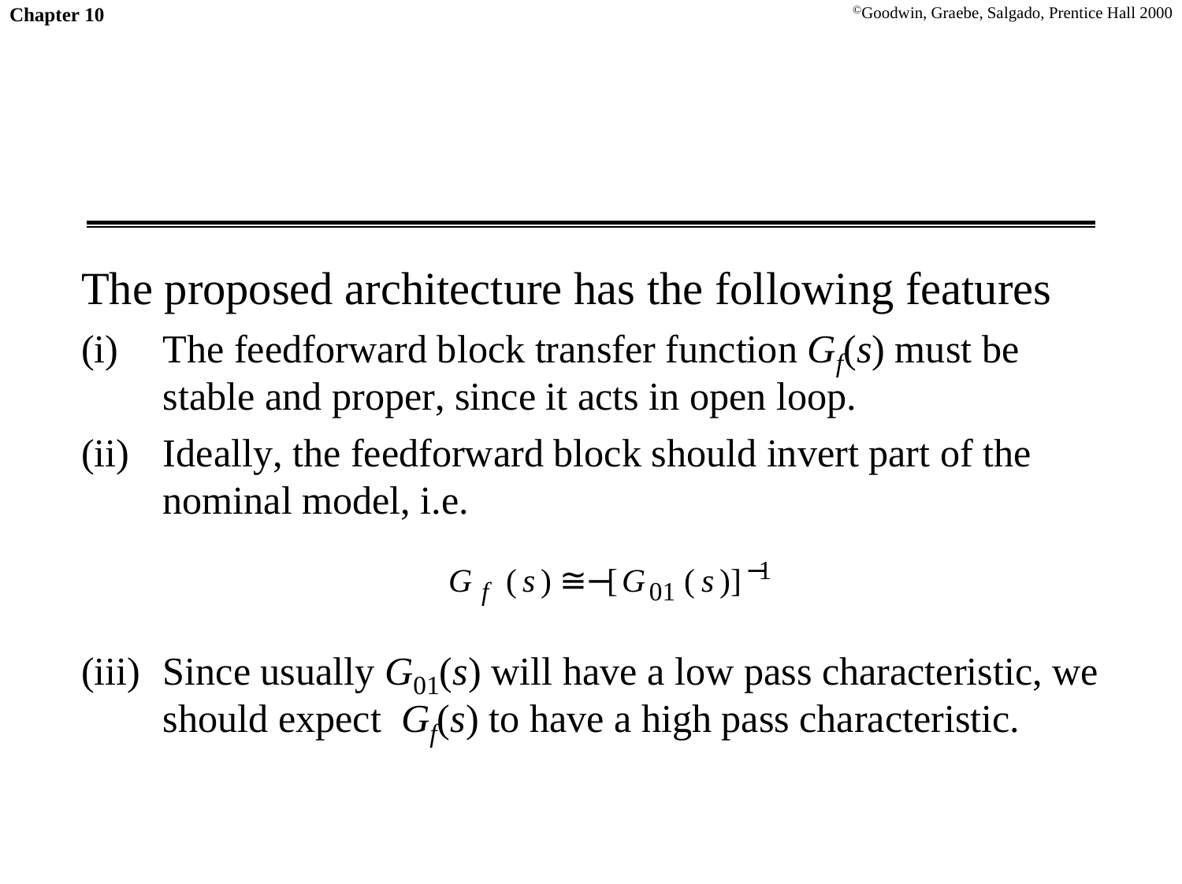The proposed architecture has the following features

(i) The feedforward block transfer function $G_f(s)$ must be stable and proper, since it acts in open loop.

(ii) Ideally, the feedforward block should invert part of the nominal model, i.e.

$$G_f(s) \cong -[G_{01}(s)]^{-1}$$

(iii) Since usually $G_{01}(s)$ will have a low pass characteristic, we should expect $G_f(s)$ to have a high pass characteristic.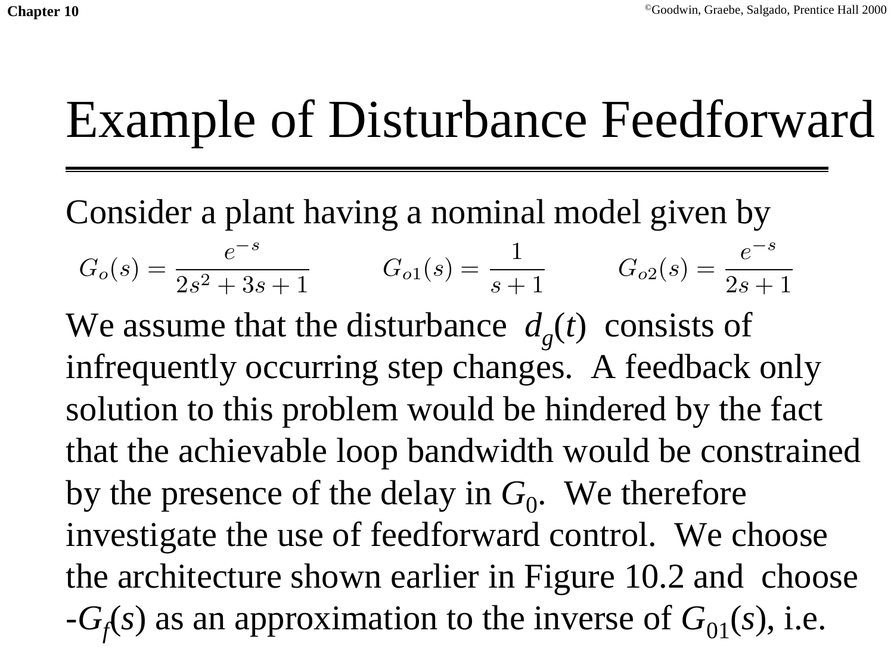# Example of Disturbance Feedforward

Consider a plant having a nominal model given by

$$G_o(s) = \frac{e^{-s}}{2s^2 + 3s + 1} \qquad G_{o1}(s) = \frac{1}{s+1} \qquad G_{o2}(s) = \frac{e^{-s}}{2s+1}$$

We assume that the disturbance $d_g(t)$ consists of infrequently occurring step changes. A feedback only solution to this problem would be hindered by the fact that the achievable loop bandwidth would be constrained by the presence of the delay in $G_0$. We therefore investigate the use of feedforward control. We choose the architecture shown earlier in Figure 10.2 and choose $-G_f(s)$ as an approximation to the inverse of $G_{01}(s)$, i.e.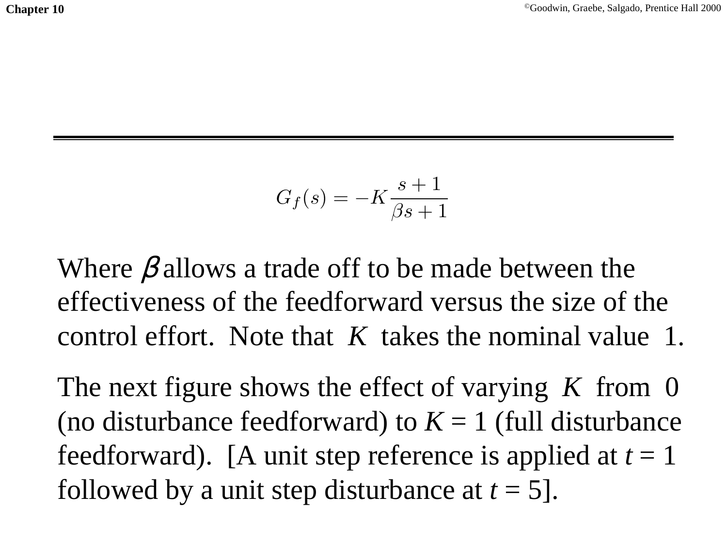$$G_f(s) = -K\frac{s+1}{\beta s+1}$$

Where $\beta$ allows a trade off to be made between the effectiveness of the feedforward versus the size of the control effort. Note that $K$ takes the nominal value 1.

The next figure shows the effect of varying $K$ from 0 (no disturbance feedforward) to $K = 1$ (full disturbance feedforward). [A unit step reference is applied at $t = 1$ followed by a unit step disturbance at $t = 5$].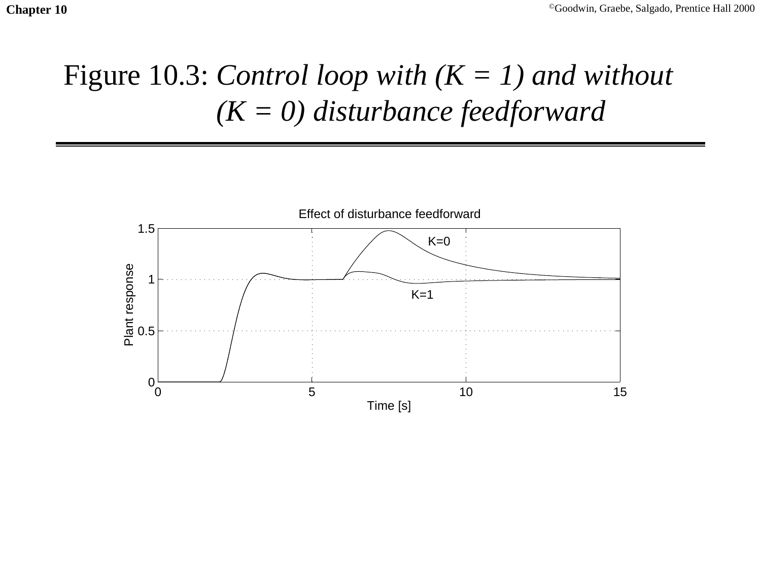# Figure 10.3: *Control loop with (K = 1) and without (K = 0) disturbance feedforward*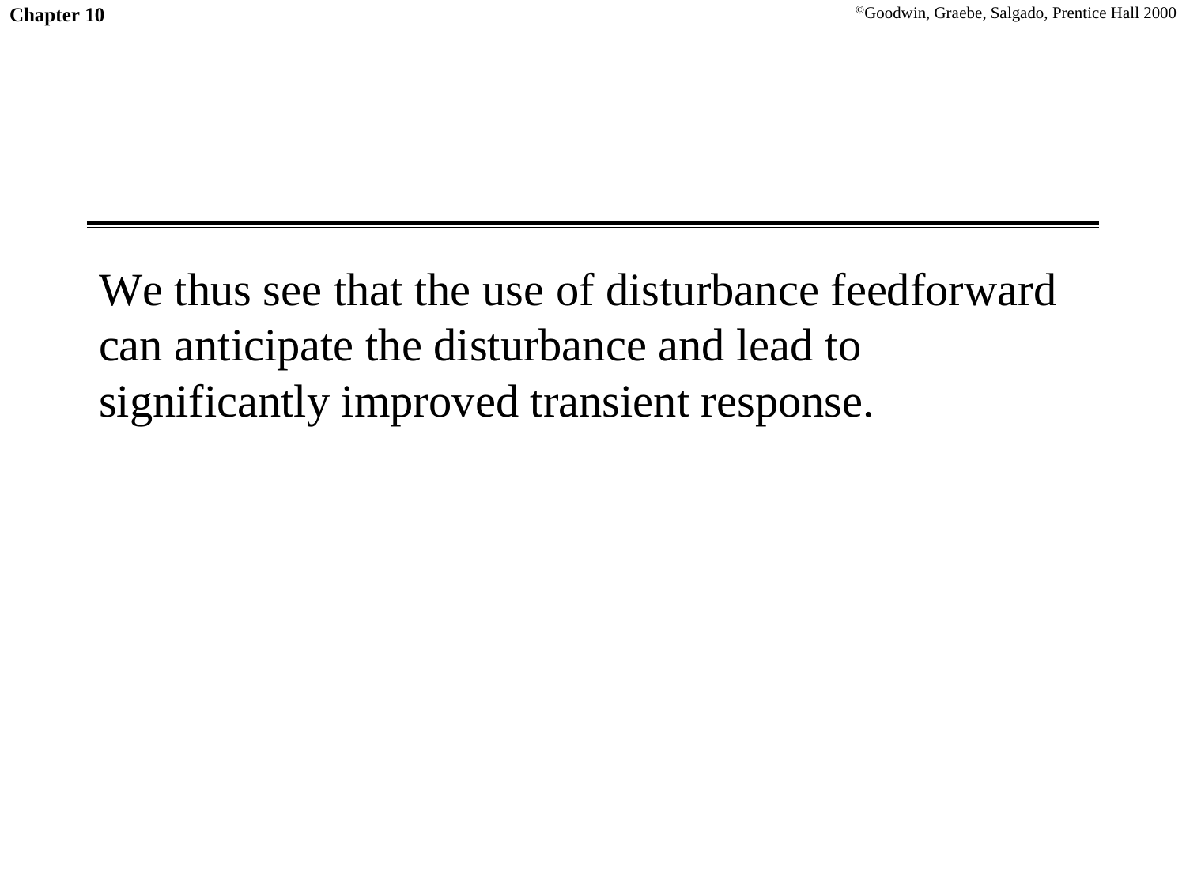We thus see that the use of disturbance feedforward can anticipate the disturbance and lead to significantly improved transient response.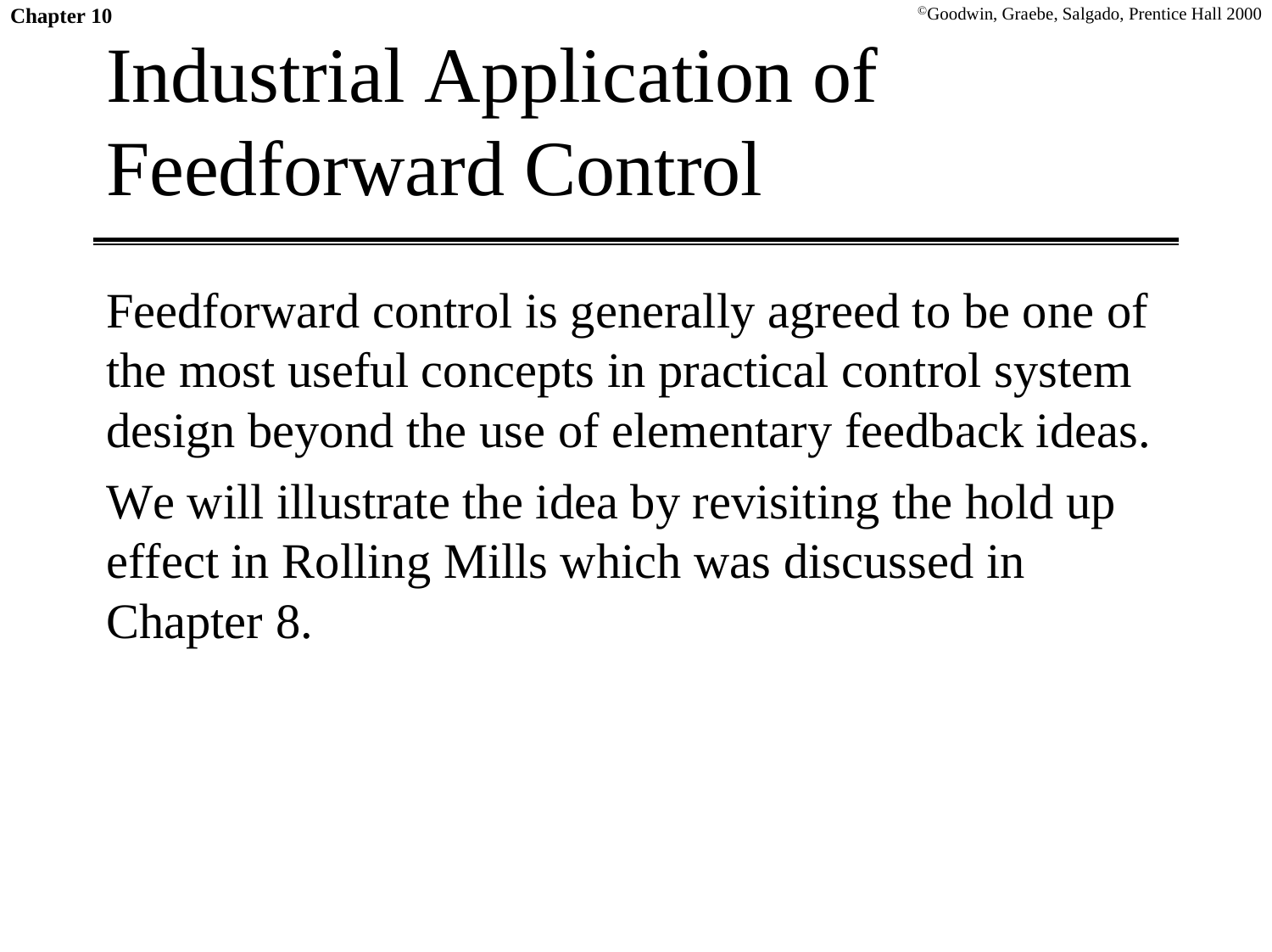# Industrial Application of Feedforward Control

Feedforward control is generally agreed to be one of the most useful concepts in practical control system design beyond the use of elementary feedback ideas.

We will illustrate the idea by revisiting the hold up effect in Rolling Mills which was discussed in Chapter 8.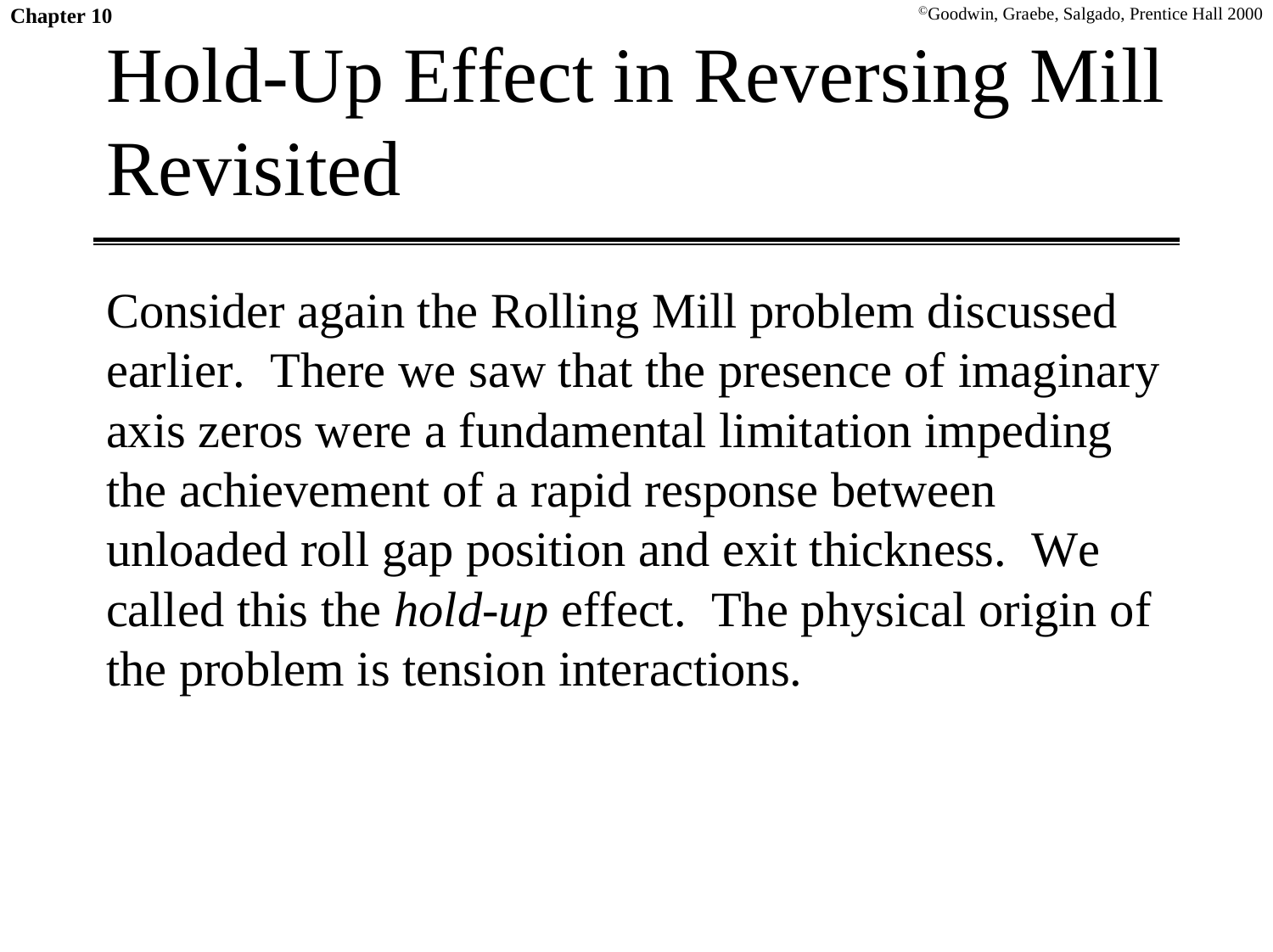# Hold-Up Effect in Reversing Mill Revisited

Consider again the Rolling Mill problem discussed earlier. There we saw that the presence of imaginary axis zeros were a fundamental limitation impeding the achievement of a rapid response between unloaded roll gap position and exit thickness. We called this the *hold-up* effect. The physical origin of the problem is tension interactions.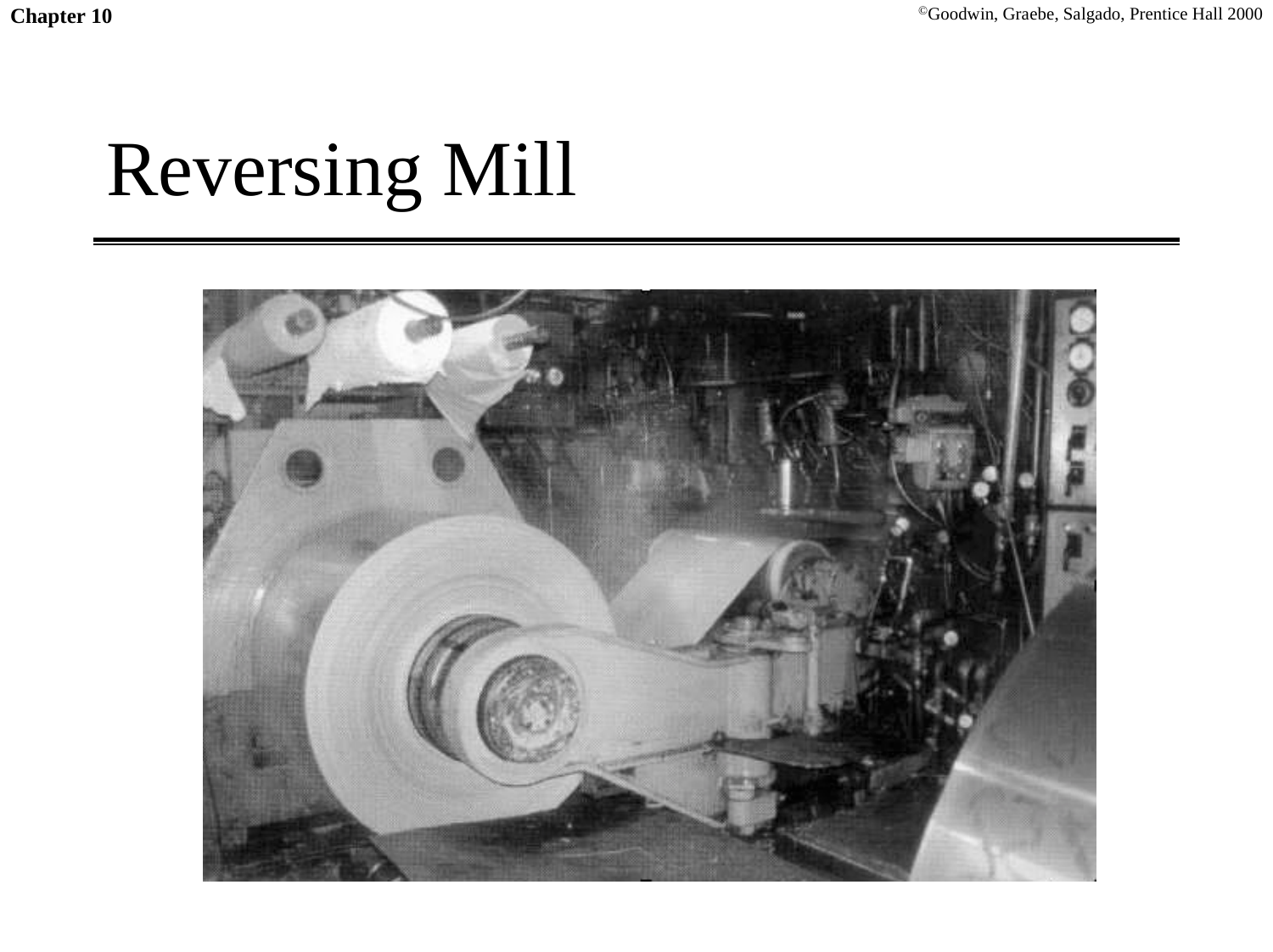# Reversing Mill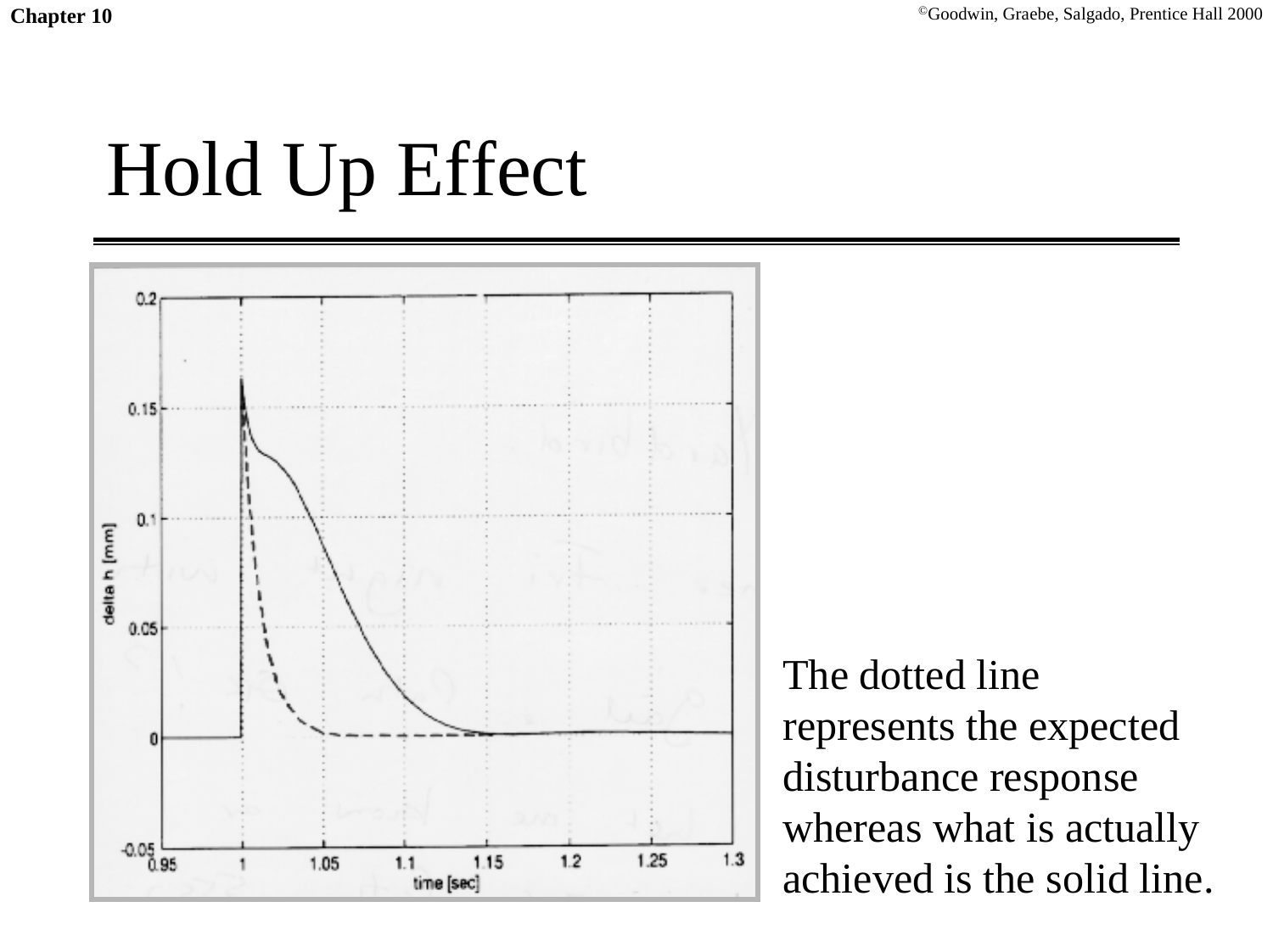# Hold Up Effect

The dotted line represents the expected disturbance response whereas what is actually achieved is the solid line.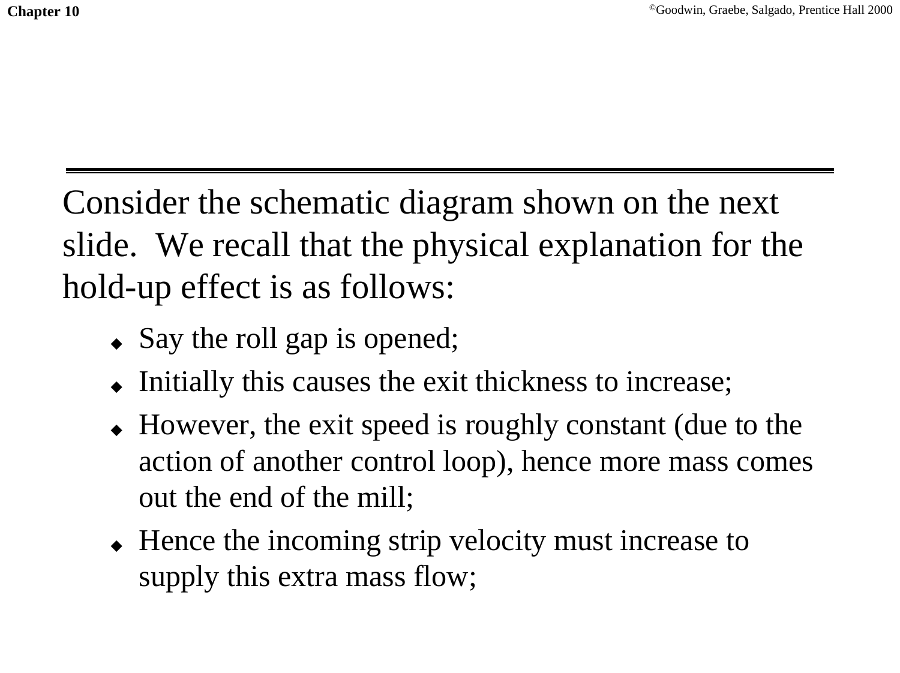Consider the schematic diagram shown on the next slide. We recall that the physical explanation for the hold-up effect is as follows:

- Say the roll gap is opened;
- Initially this causes the exit thickness to increase;
- However, the exit speed is roughly constant (due to the action of another control loop), hence more mass comes out the end of the mill;
- Hence the incoming strip velocity must increase to supply this extra mass flow;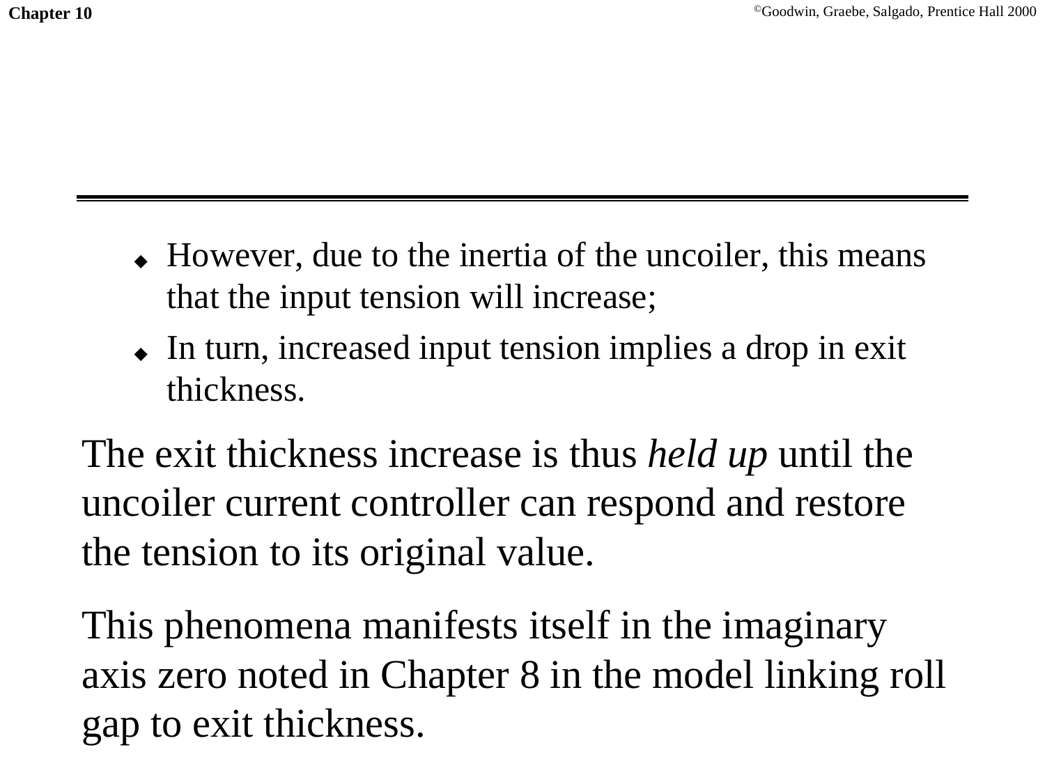- However, due to the inertia of the uncoiler, this means that the input tension will increase;
- In turn, increased input tension implies a drop in exit thickness.

The exit thickness increase is thus *held up* until the uncoiler current controller can respond and restore the tension to its original value.

This phenomena manifests itself in the imaginary axis zero noted in Chapter 8 in the model linking roll gap to exit thickness.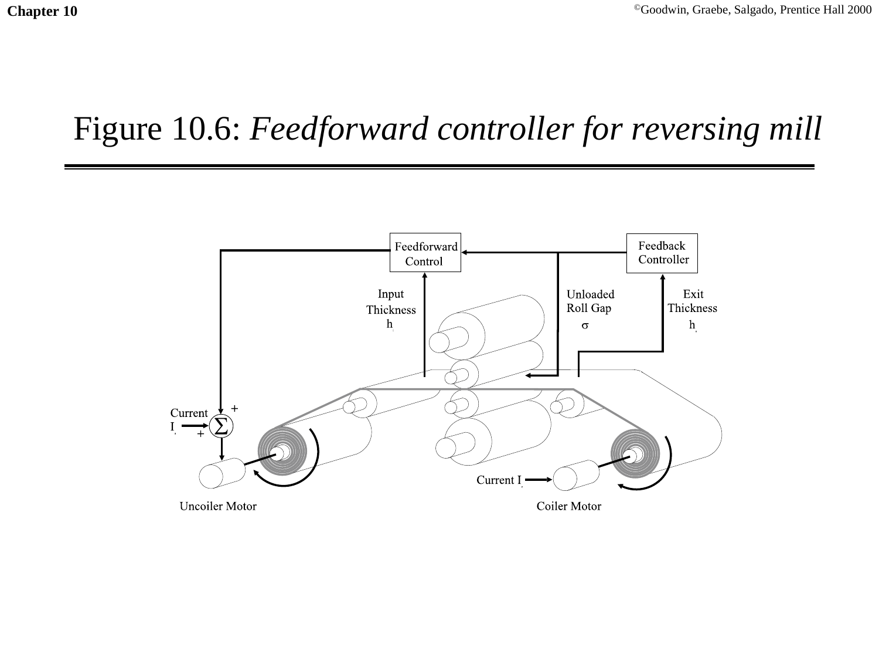# Figure 10.6: *Feedforward controller for reversing mill*

Feedforward Control

Feedback Controller

Input Thickness $h_i$

Unloaded Roll Gap $\sigma$

Exit Thickness $h_e$

Current $I_u$

Current $I_c$

Uncoiler Motor

Coiler Motor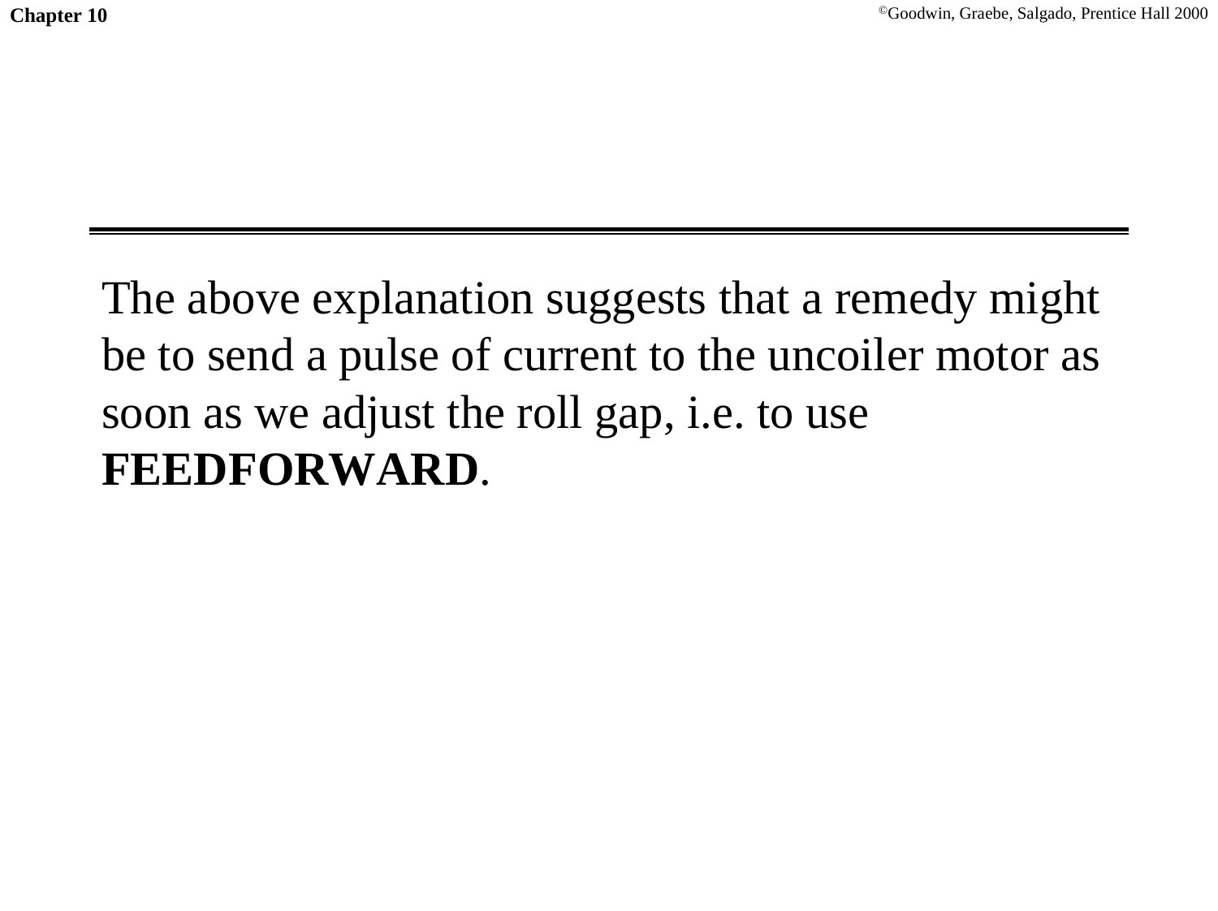The above explanation suggests that a remedy might be to send a pulse of current to the uncoiler motor as soon as we adjust the roll gap, i.e. to use **FEEDFORWARD**.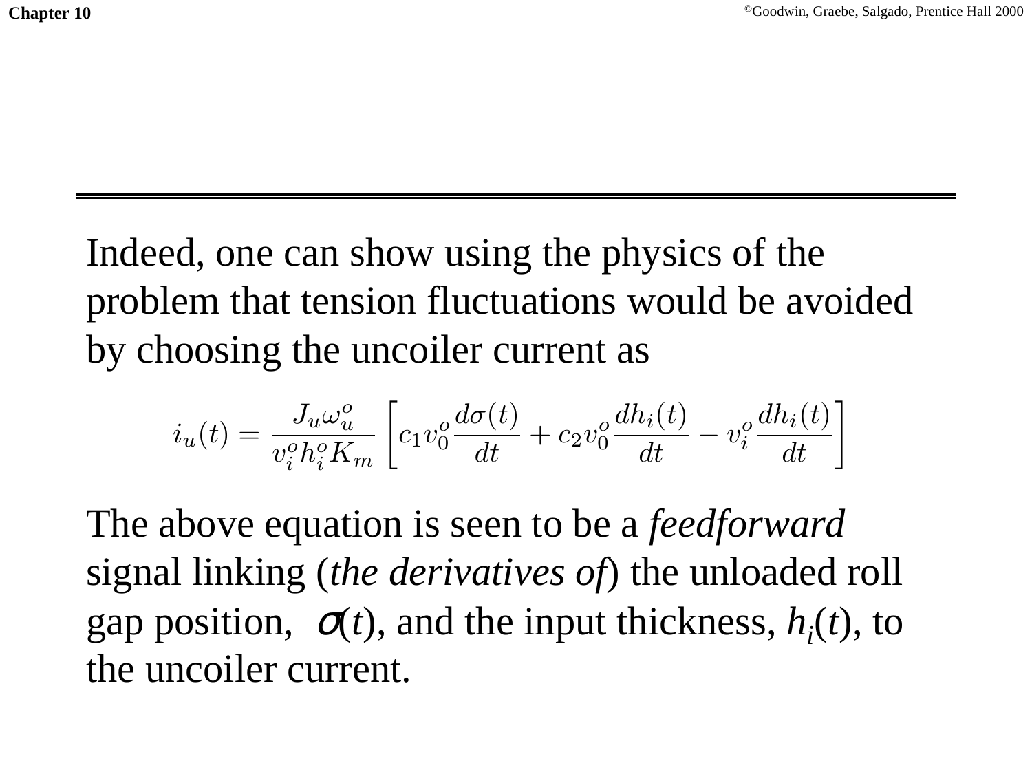Indeed, one can show using the physics of the problem that tension fluctuations would be avoided by choosing the uncoiler current as

$$i_u(t) = \frac{J_u \omega_u^o}{v_i^o h_i^o K_m} \left[ c_1 v_0^o \frac{d\sigma(t)}{dt} + c_2 v_0^o \frac{dh_i(t)}{dt} - v_i^o \frac{dh_i(t)}{dt} \right]$$

The above equation is seen to be a *feedforward* signal linking (*the derivatives of*) the unloaded roll gap position, $\sigma(t)$, and the input thickness, $h_i(t)$, to the uncoiler current.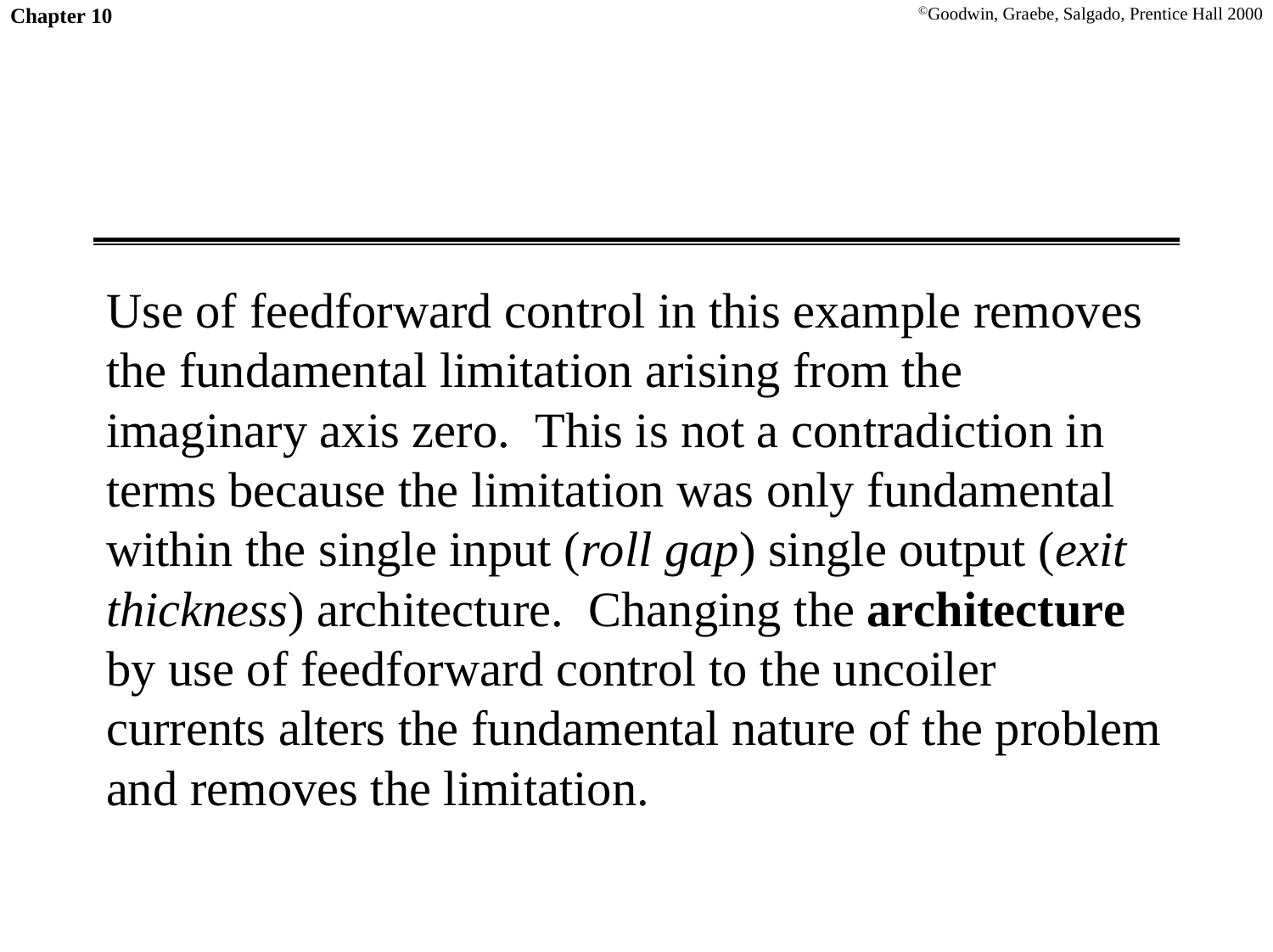Use of feedforward control in this example removes the fundamental limitation arising from the imaginary axis zero. This is not a contradiction in terms because the limitation was only fundamental within the single input (*roll gap*) single output (*exit thickness*) architecture. Changing the **architecture** by use of feedforward control to the uncoiler currents alters the fundamental nature of the problem and removes the limitation.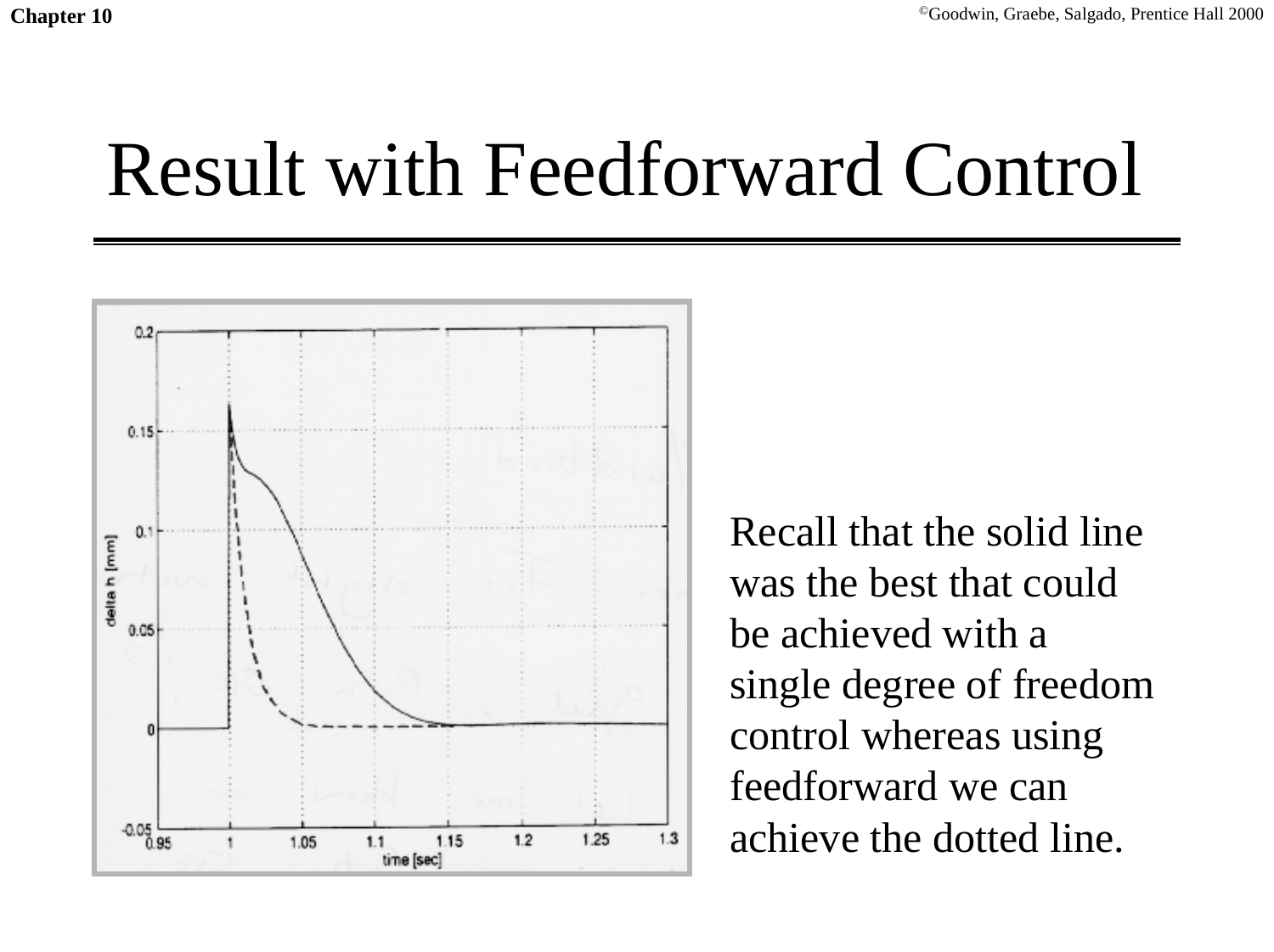# Result with Feedforward Control

Recall that the solid line was the best that could be achieved with a single degree of freedom control whereas using feedforward we can achieve the dotted line.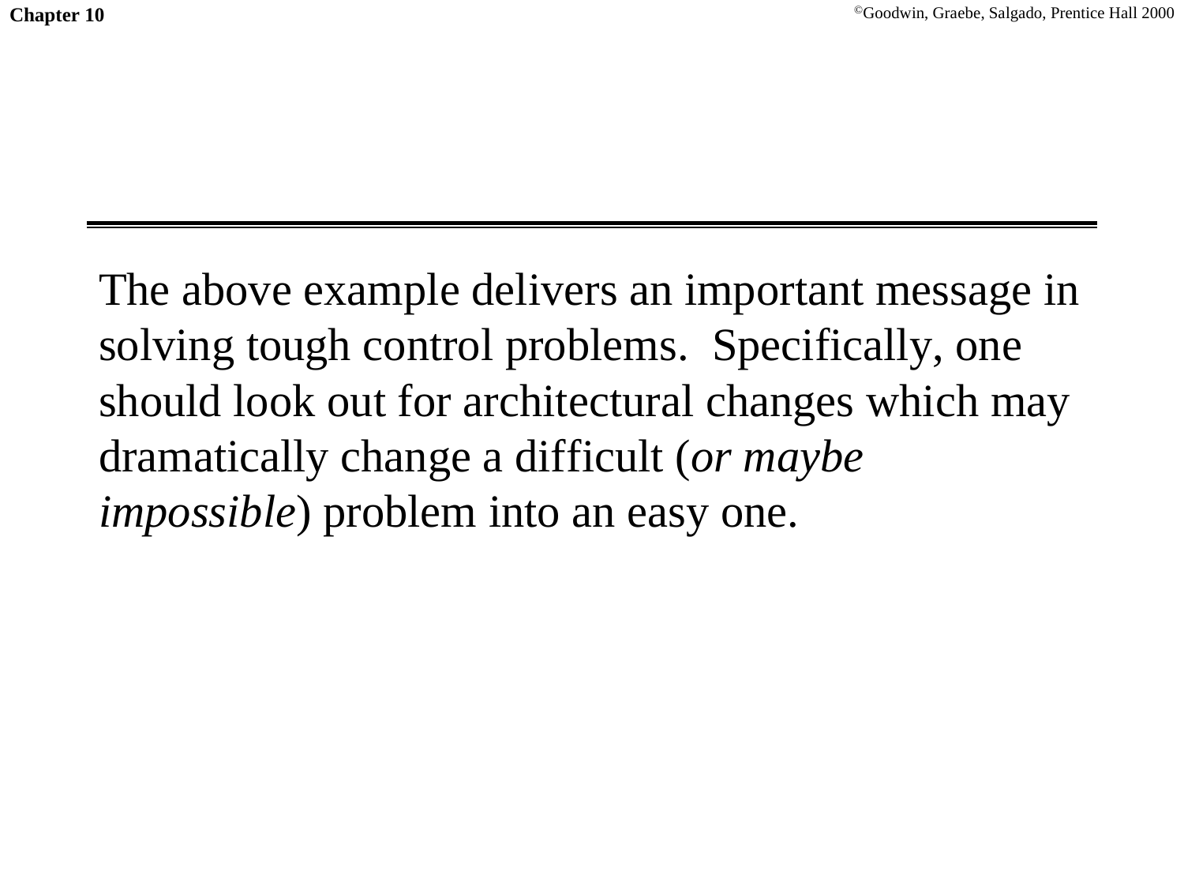The above example delivers an important message in solving tough control problems. Specifically, one should look out for architectural changes which may dramatically change a difficult (*or maybe impossible*) problem into an easy one.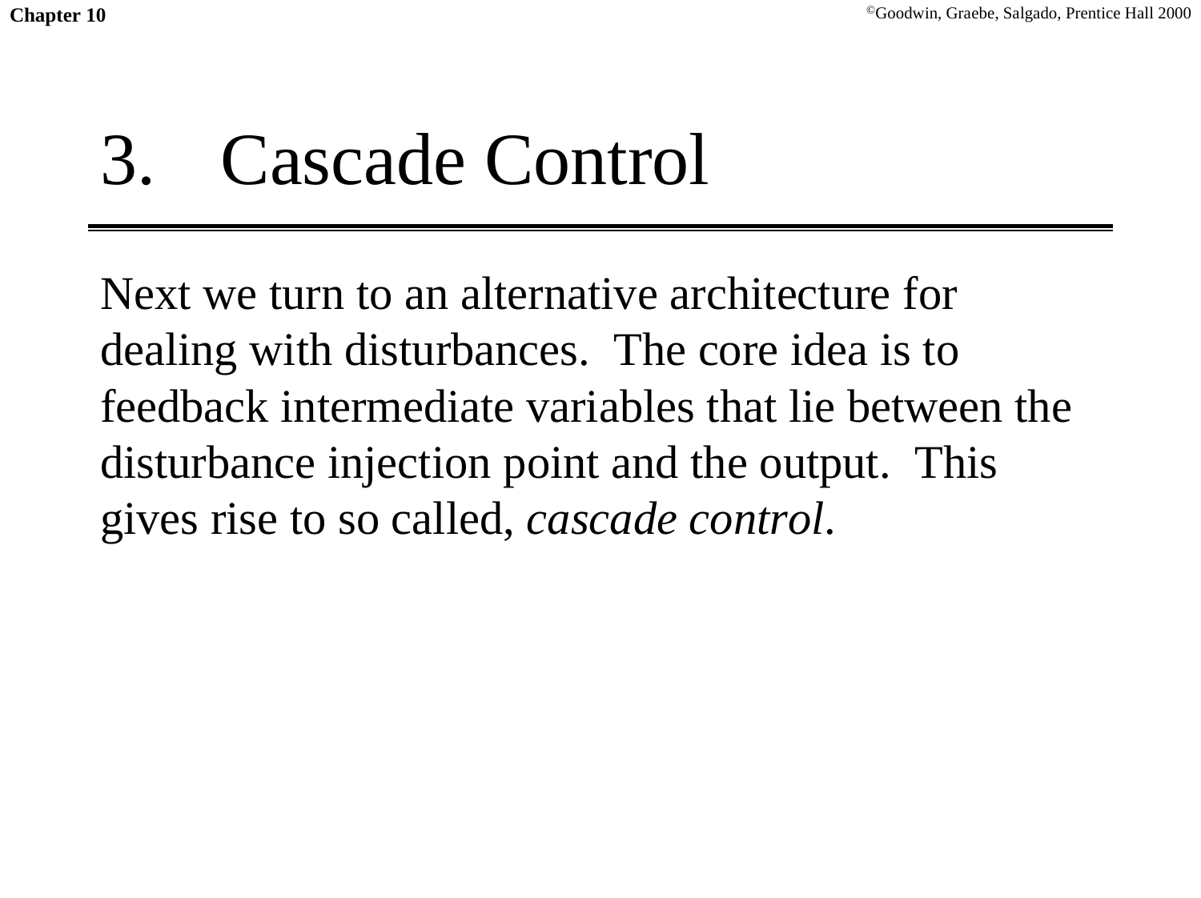# 3. Cascade Control

Next we turn to an alternative architecture for dealing with disturbances. The core idea is to feedback intermediate variables that lie between the disturbance injection point and the output. This gives rise to so called, *cascade control*.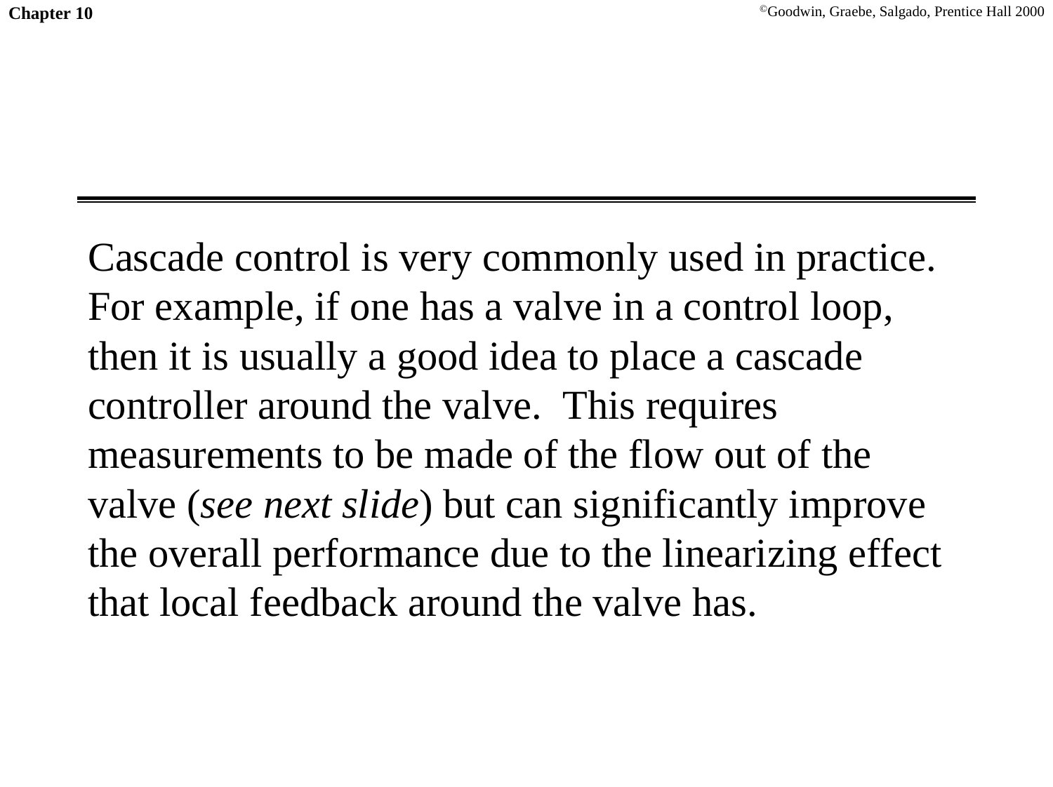Cascade control is very commonly used in practice. For example, if one has a valve in a control loop, then it is usually a good idea to place a cascade controller around the valve. This requires measurements to be made of the flow out of the valve (*see next slide*) but can significantly improve the overall performance due to the linearizing effect that local feedback around the valve has.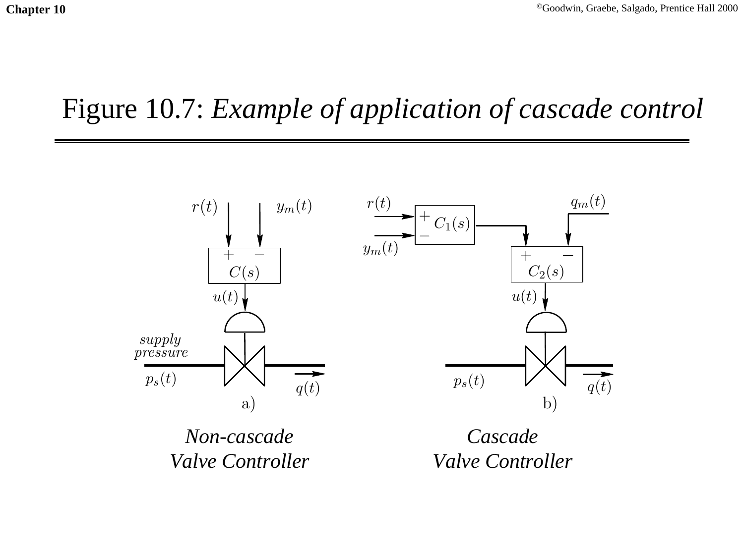# Figure 10.7: *Example of application of cascade control*

a) *Non-cascade Valve Controller*

b) *Cascade Valve Controller*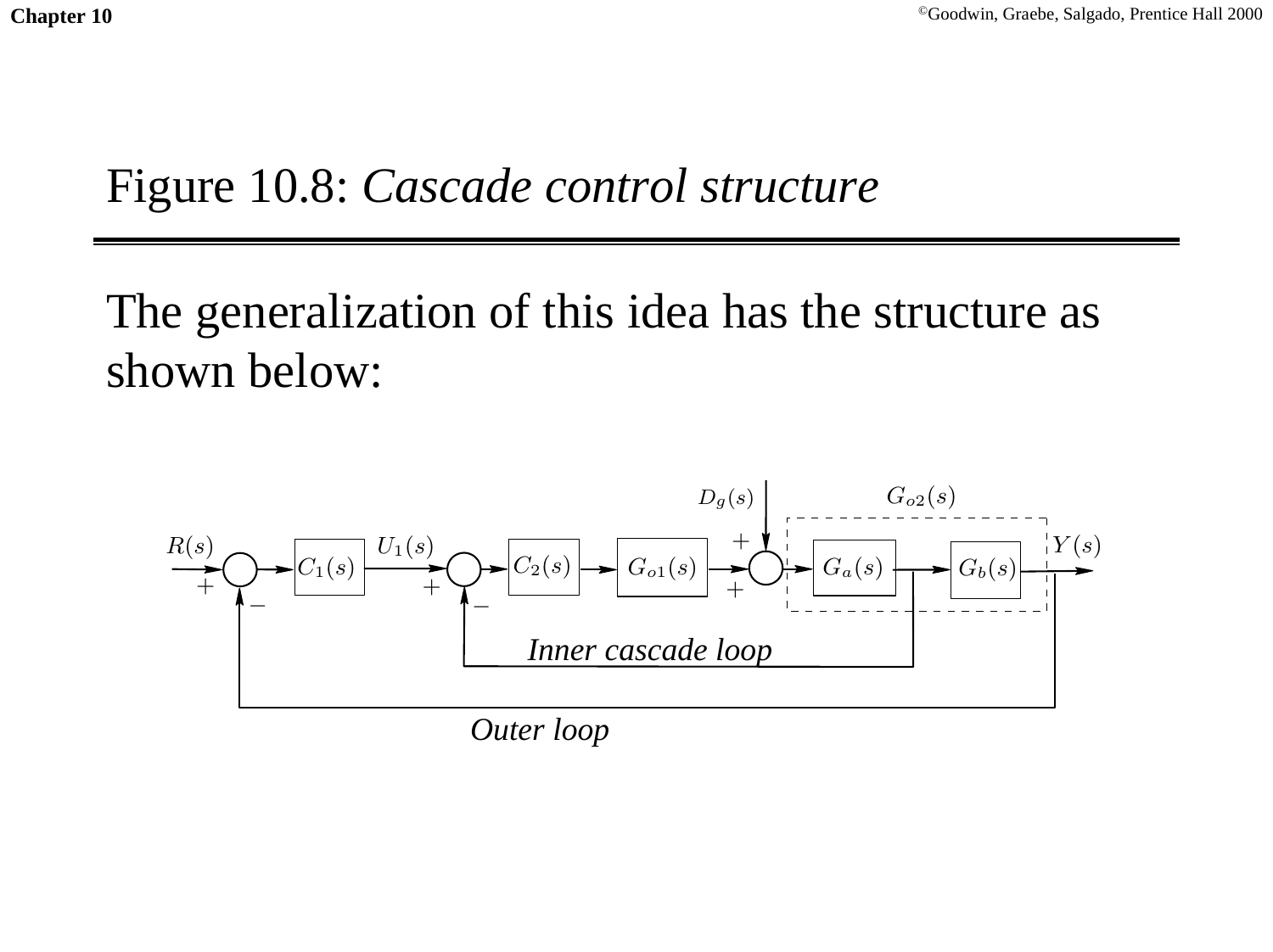# Figure 10.8: *Cascade control structure*

The generalization of this idea has the structure as shown below: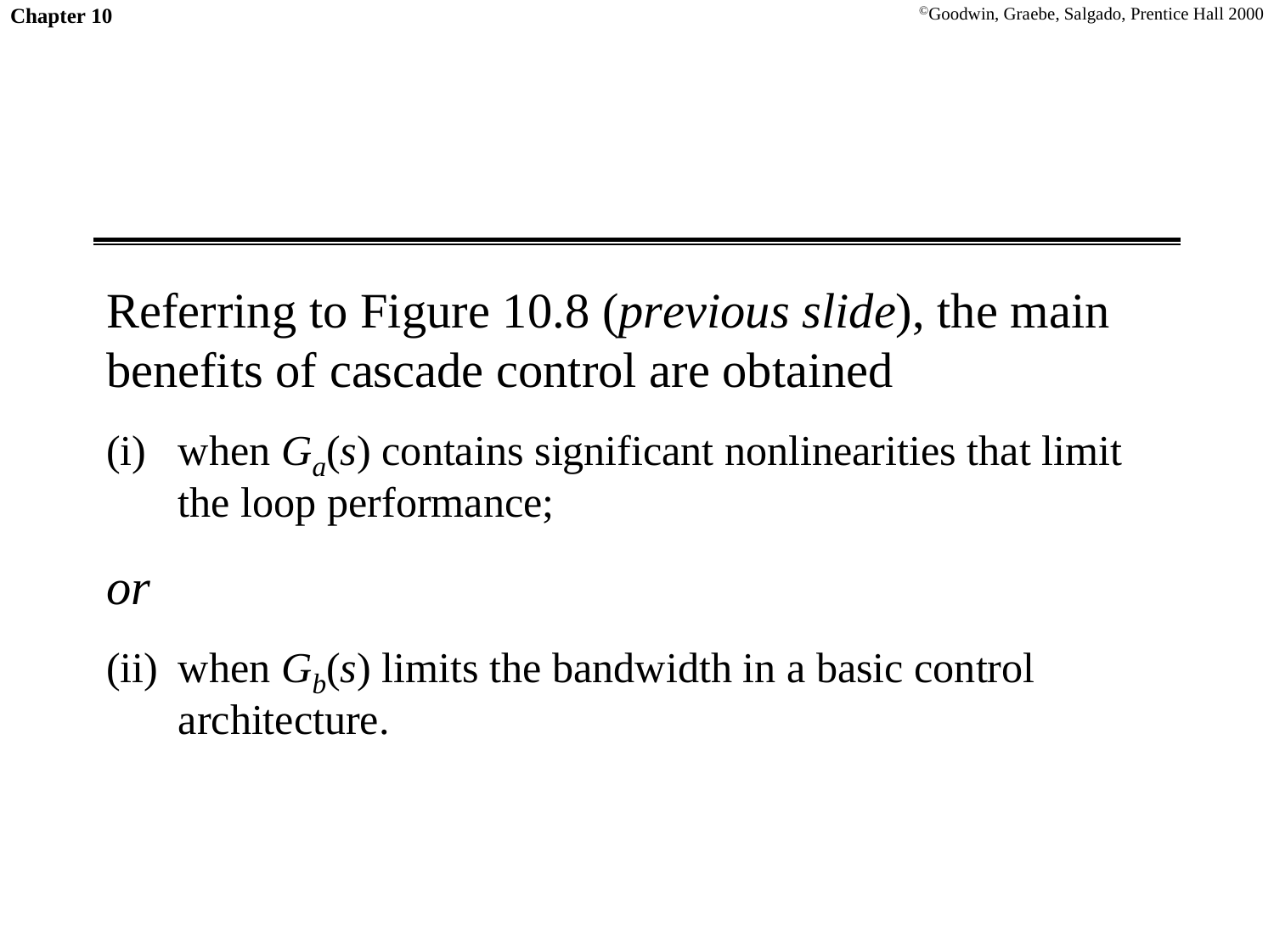Referring to Figure 10.8 (*previous slide*), the main benefits of cascade control are obtained

(i) when $G_a(s)$ contains significant nonlinearities that limit the loop performance;

*or*

(ii) when $G_b(s)$ limits the bandwidth in a basic control architecture.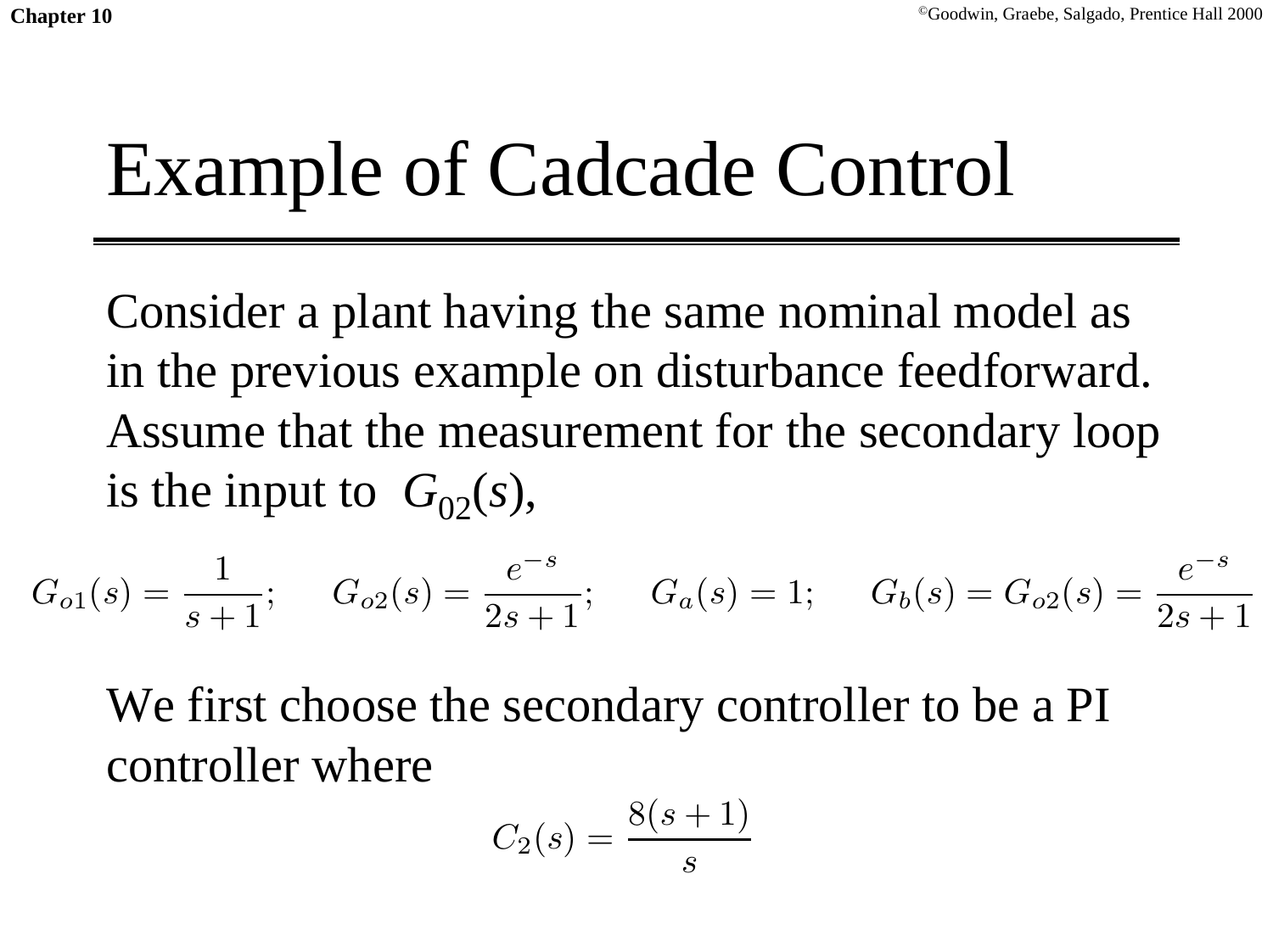# Example of Cadcade Control

Consider a plant having the same nominal model as in the previous example on disturbance feedforward. Assume that the measurement for the secondary loop is the input to $G_{02}(s)$,

$$G_{o1}(s) = \frac{1}{s+1}; \qquad G_{o2}(s) = \frac{e^{-s}}{2s+1}; \qquad G_a(s) = 1; \qquad G_b(s) = G_{o2}(s) = \frac{e^{-s}}{2s+1}$$

We first choose the secondary controller to be a PI controller where

$$C_2(s) = \frac{8(s+1)}{s}$$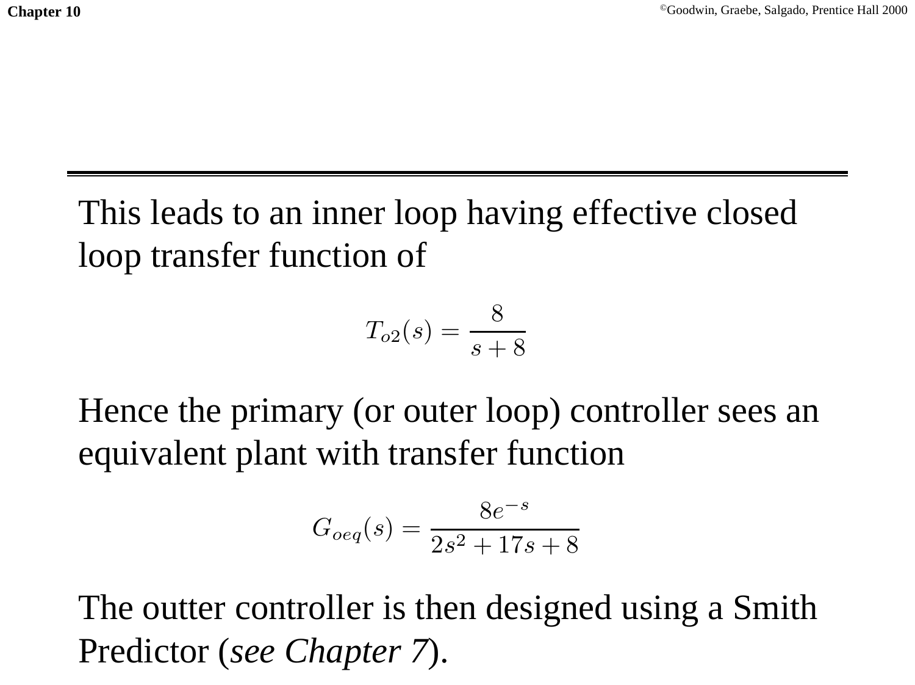This leads to an inner loop having effective closed loop transfer function of

$$T_{o2}(s) = \frac{8}{s+8}$$

Hence the primary (or outer loop) controller sees an equivalent plant with transfer function

$$G_{oeq}(s) = \frac{8e^{-s}}{2s^2 + 17s + 8}$$

The outter controller is then designed using a Smith Predictor (*see Chapter 7*).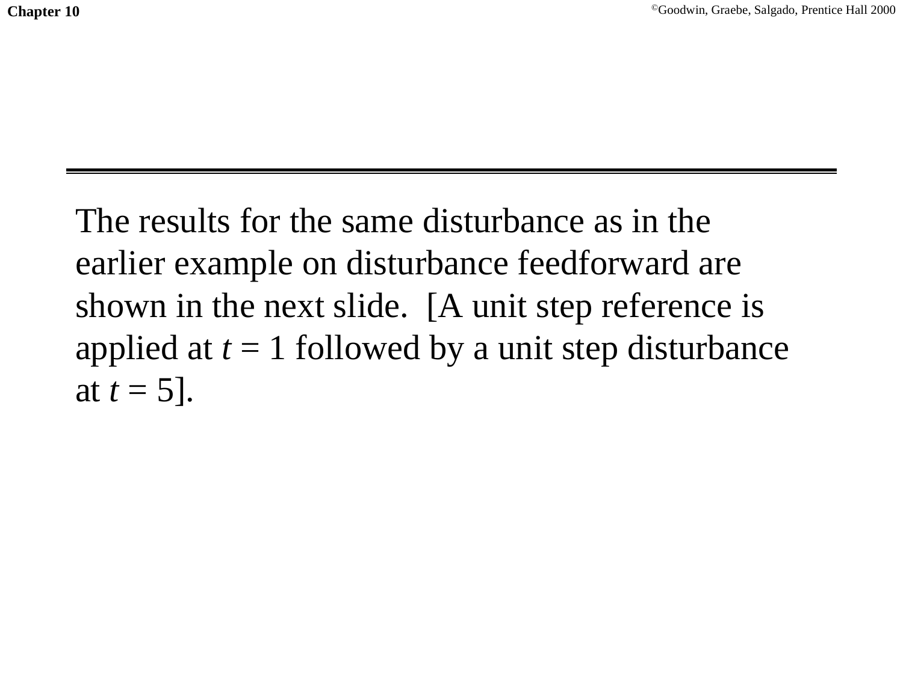The results for the same disturbance as in the earlier example on disturbance feedforward are shown in the next slide. [A unit step reference is applied at $t = 1$ followed by a unit step disturbance at $t = 5$].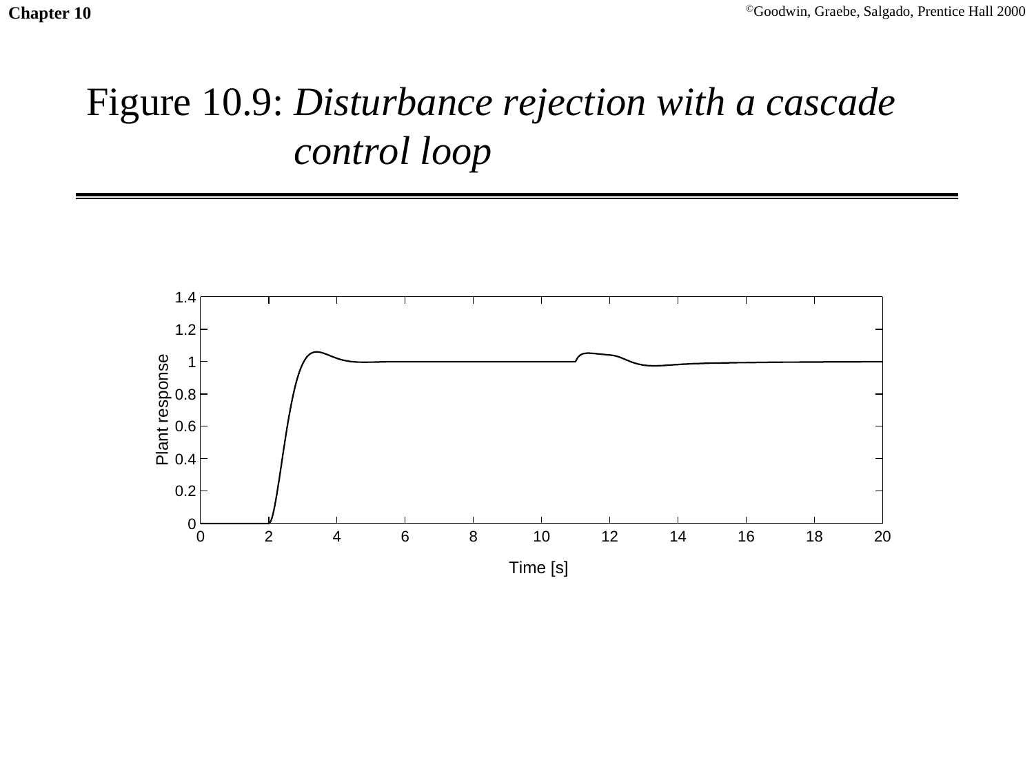# Figure 10.9: *Disturbance rejection with a cascade control loop*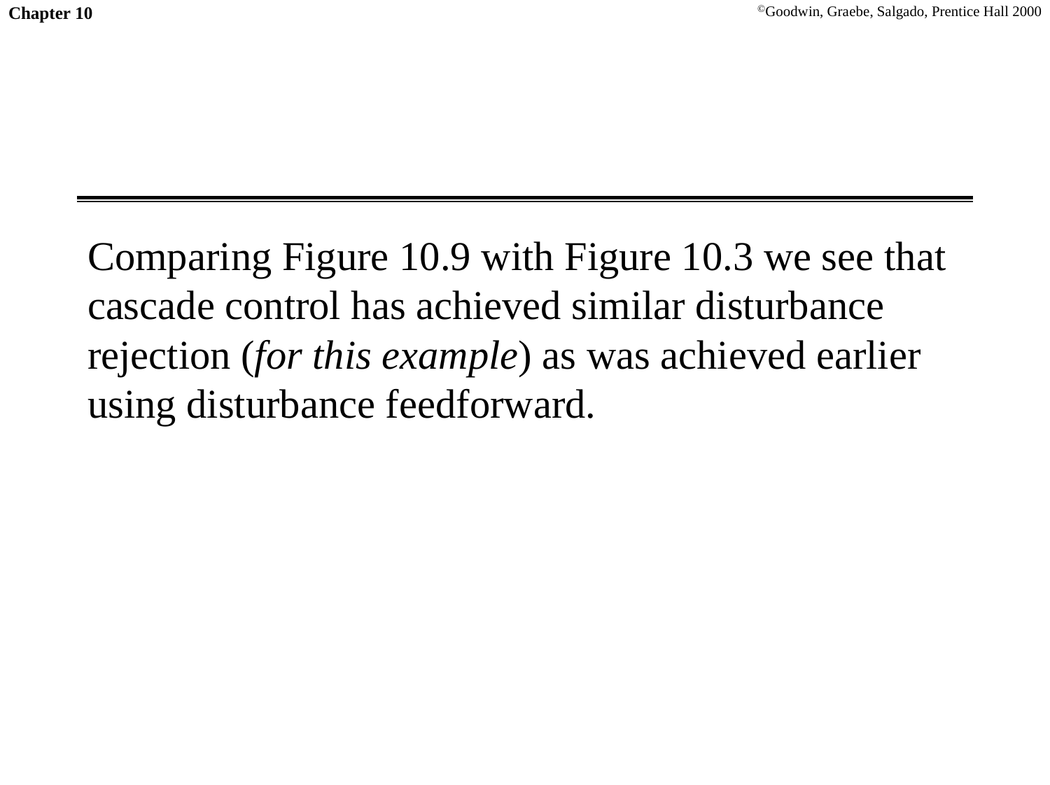Comparing Figure 10.9 with Figure 10.3 we see that cascade control has achieved similar disturbance rejection (*for this example*) as was achieved earlier using disturbance feedforward.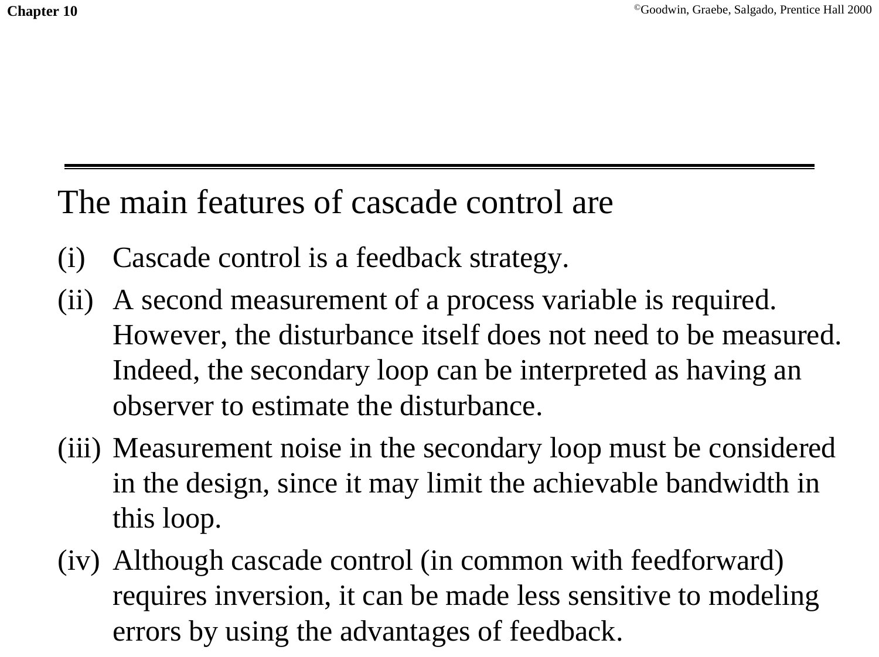The main features of cascade control are

(i) Cascade control is a feedback strategy.

(ii) A second measurement of a process variable is required. However, the disturbance itself does not need to be measured. Indeed, the secondary loop can be interpreted as having an observer to estimate the disturbance.

(iii) Measurement noise in the secondary loop must be considered in the design, since it may limit the achievable bandwidth in this loop.

(iv) Although cascade control (in common with feedforward) requires inversion, it can be made less sensitive to modeling errors by using the advantages of feedback.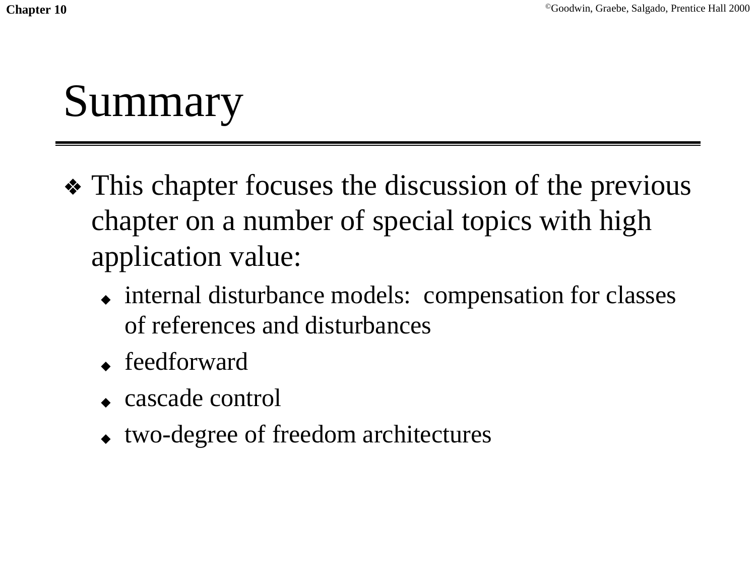# Summary

- This chapter focuses the discussion of the previous chapter on a number of special topics with high application value:
  - internal disturbance models:  compensation for classes of references and disturbances
  - feedforward
  - cascade control
  - two-degree of freedom architectures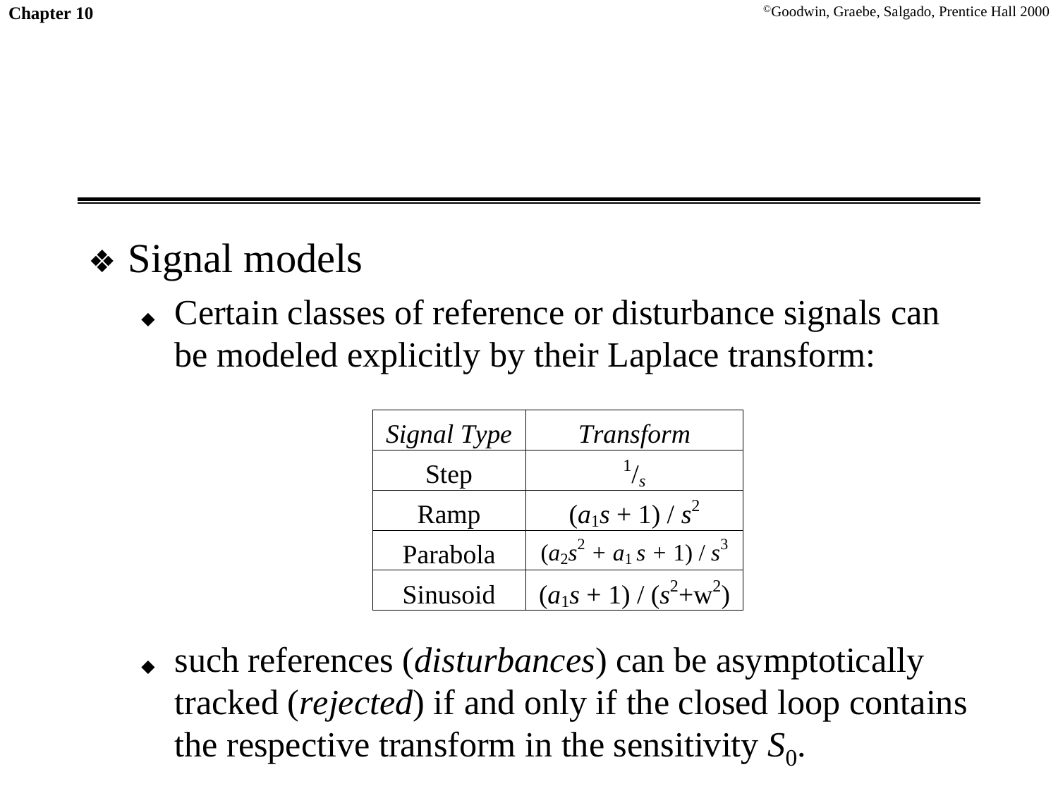- Signal models
  - Certain classes of reference or disturbance signals can be modeled explicitly by their Laplace transform:

| *Signal Type* | *Transform* |
|---|---|
| Step | $^1/_s$ |
| Ramp | $(a_1 s + 1) / s^2$ |
| Parabola | $(a_2 s^2 + a_1 s + 1) / s^3$ |
| Sinusoid | $(a_1 s + 1) / (s^2 + w^2)$ |

  - such references (*disturbances*) can be asymptotically tracked (*rejected*) if and only if the closed loop contains the respective transform in the sensitivity $S_0$.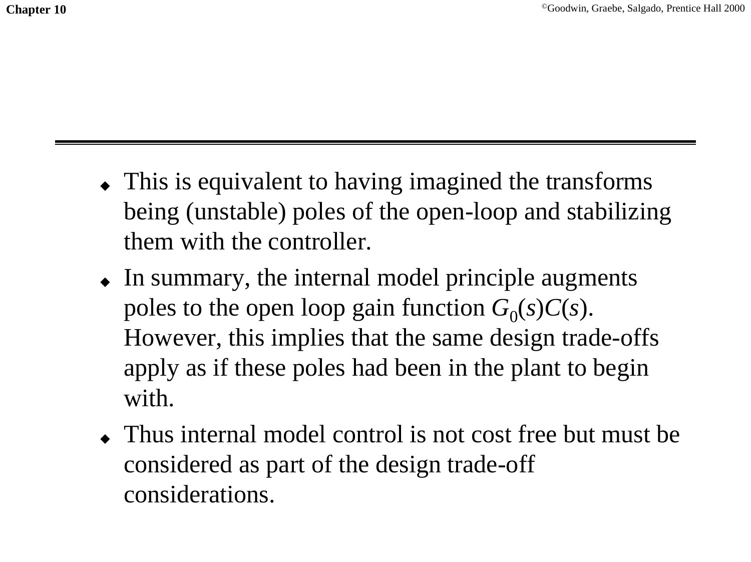- This is equivalent to having imagined the transforms being (unstable) poles of the open-loop and stabilizing them with the controller.
- In summary, the internal model principle augments poles to the open loop gain function $G_0(s)C(s)$. However, this implies that the same design trade-offs apply as if these poles had been in the plant to begin with.
- Thus internal model control is not cost free but must be considered as part of the design trade-off considerations.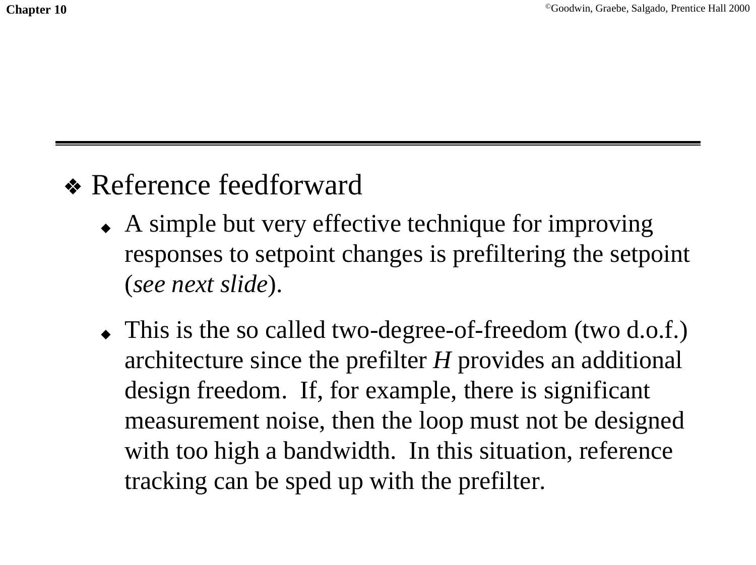- Reference feedforward
  - A simple but very effective technique for improving responses to setpoint changes is prefiltering the setpoint (*see next slide*).
  - This is the so called two-degree-of-freedom (two d.o.f.) architecture since the prefilter $H$ provides an additional design freedom. If, for example, there is significant measurement noise, then the loop must not be designed with too high a bandwidth. In this situation, reference tracking can be sped up with the prefilter.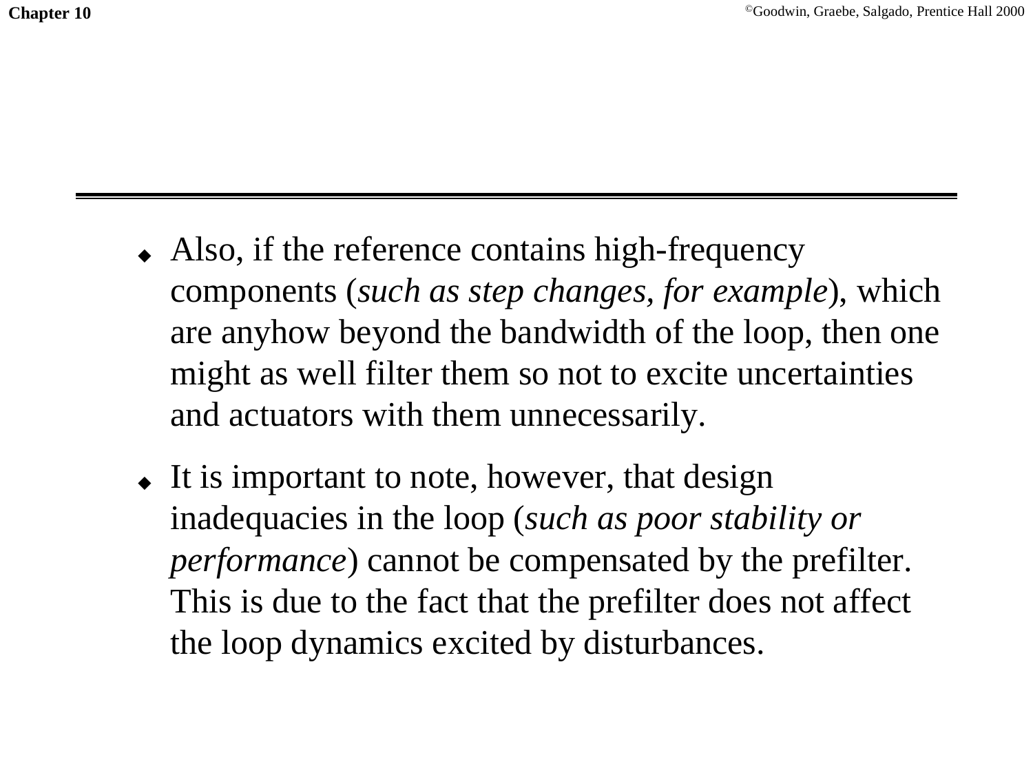- Also, if the reference contains high-frequency components (*such as step changes, for example*), which are anyhow beyond the bandwidth of the loop, then one might as well filter them so not to excite uncertainties and actuators with them unnecessarily.
- It is important to note, however, that design inadequacies in the loop (*such as poor stability or performance*) cannot be compensated by the prefilter. This is due to the fact that the prefilter does not affect the loop dynamics excited by disturbances.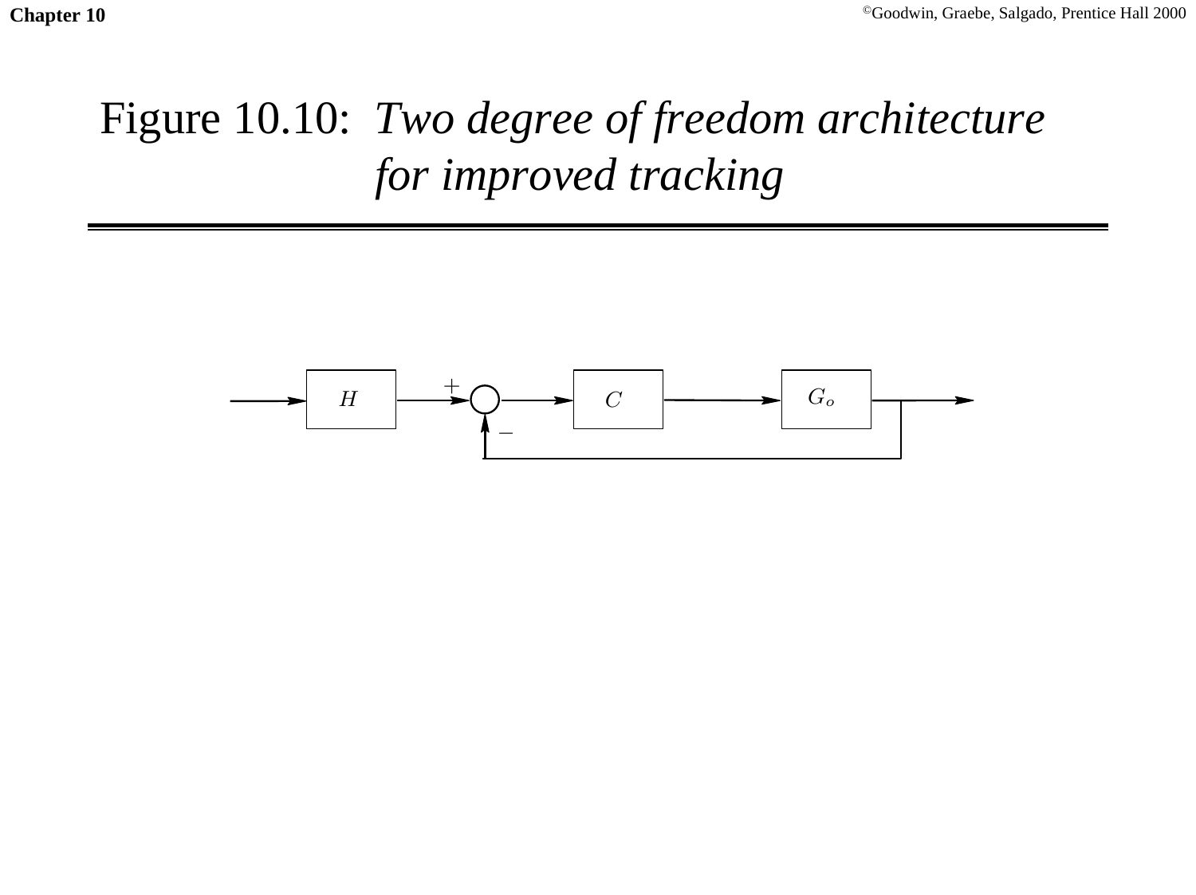# Figure 10.10: *Two degree of freedom architecture for improved tracking*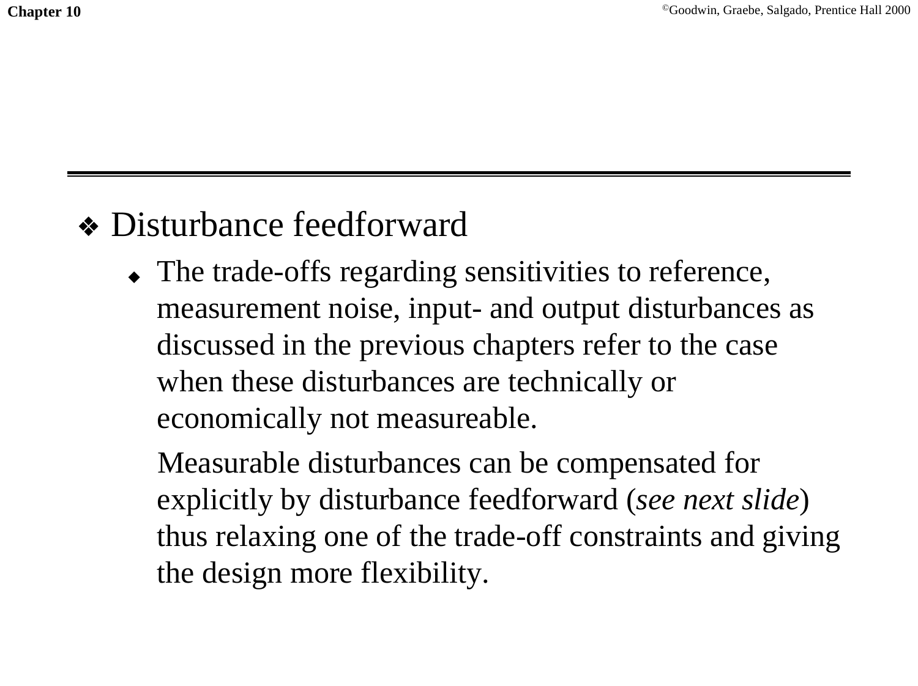- Disturbance feedforward
  - The trade-offs regarding sensitivities to reference, measurement noise, input- and output disturbances as discussed in the previous chapters refer to the case when these disturbances are technically or economically not measureable.

    Measurable disturbances can be compensated for explicitly by disturbance feedforward (*see next slide*) thus relaxing one of the trade-off constraints and giving the design more flexibility.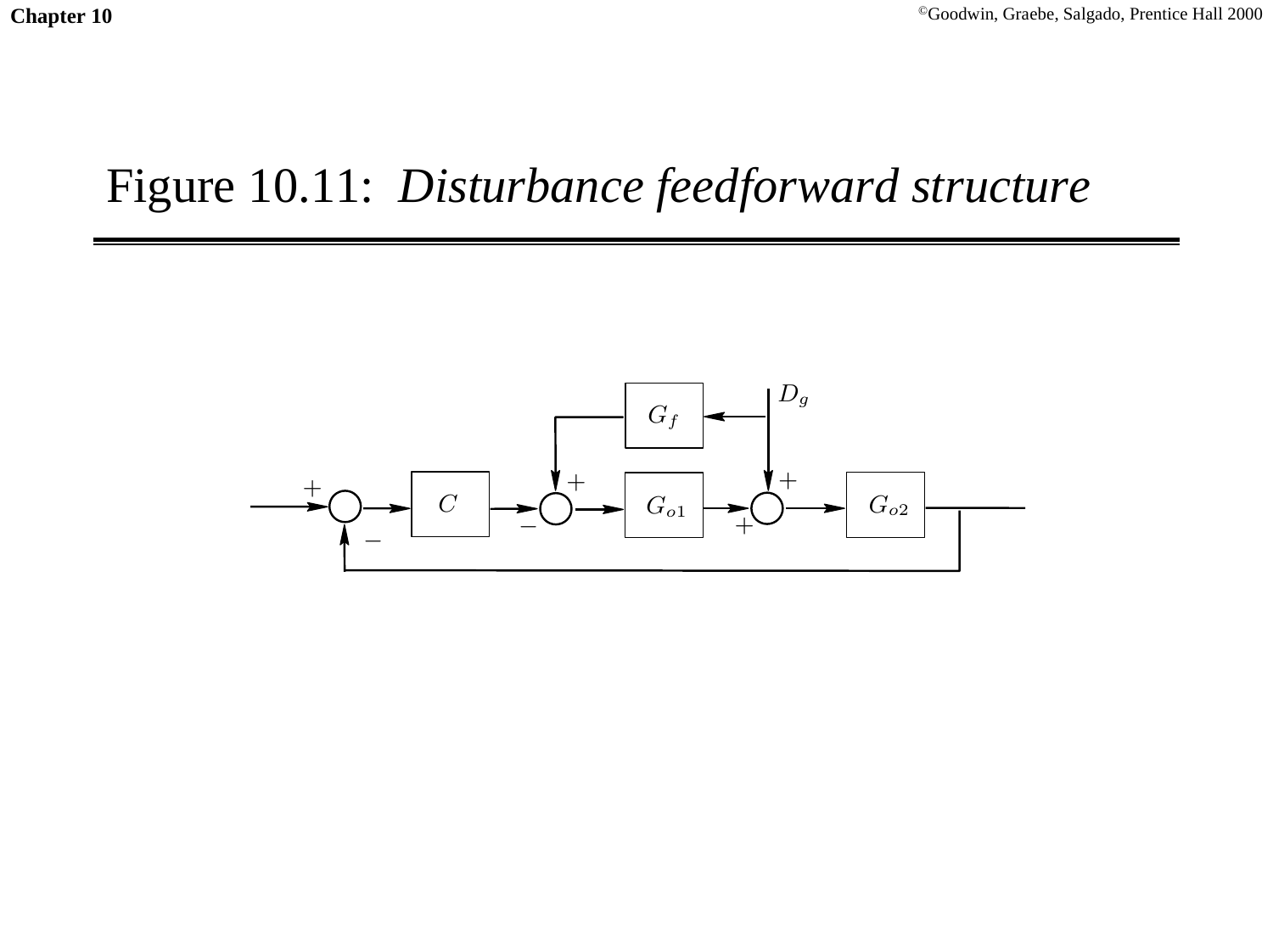# Figure 10.11: *Disturbance feedforward structure*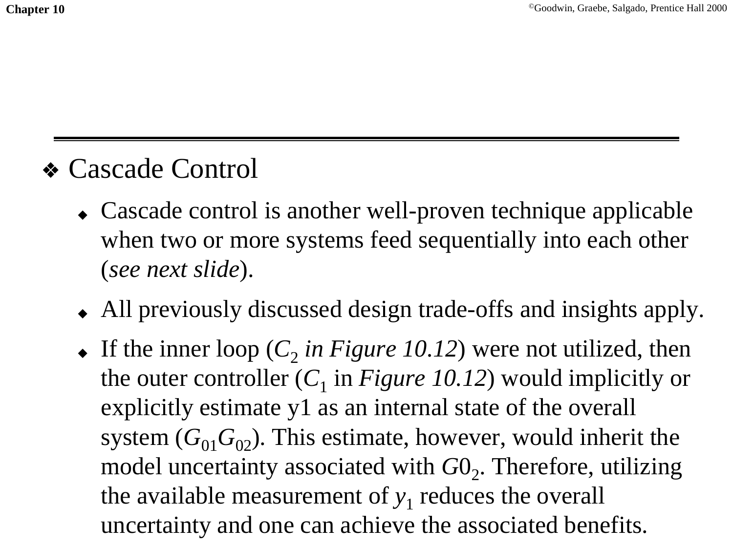- Cascade Control
  - Cascade control is another well-proven technique applicable when two or more systems feed sequentially into each other (*see next slide*).
  - All previously discussed design trade-offs and insights apply.
  - If the inner loop ($C_2$ *in Figure 10.12*) were not utilized, then the outer controller ($C_1$ in *Figure 10.12*) would implicitly or explicitly estimate y1 as an internal state of the overall system ($G_{01}G_{02}$). This estimate, however, would inherit the model uncertainty associated with $G0_2$. Therefore, utilizing the available measurement of $y_1$ reduces the overall uncertainty and one can achieve the associated benefits.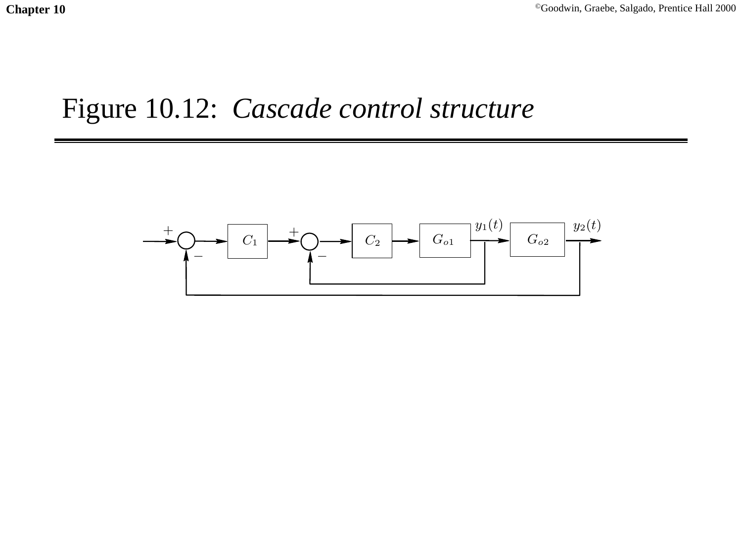# Figure 10.12: *Cascade control structure*

$C_1$

$C_2$

$G_{o1}$

$G_{o2}$

$y_1(t)$

$y_2(t)$

$+$

$-$

$+$

$-$